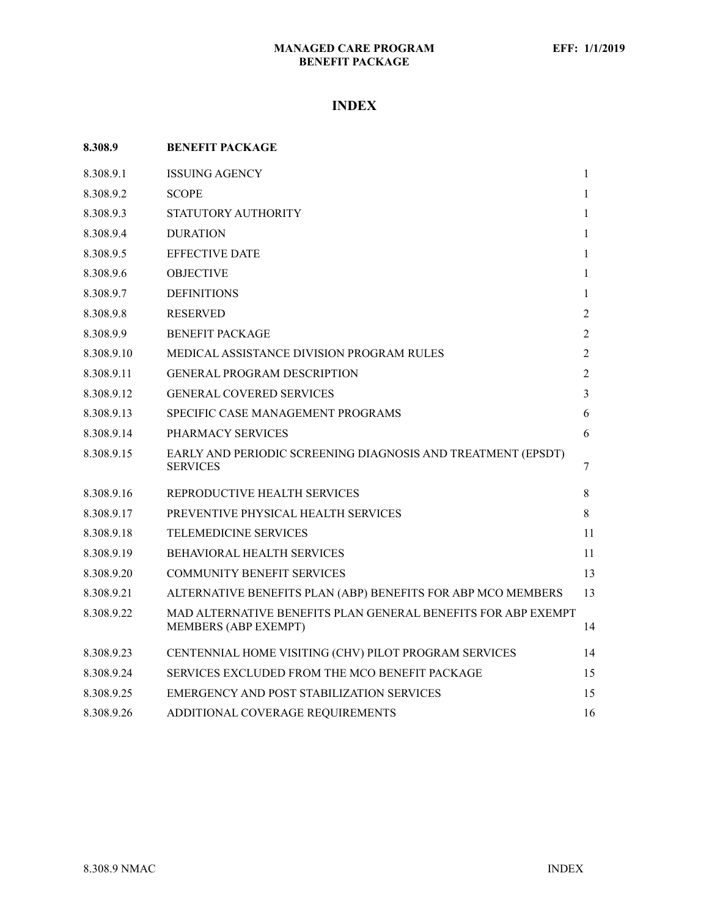# INDEX

| 8.308.9 | BENEFIT PACKAGE | |
|---|---|---|
| 8.308.9.1 | ISSUING AGENCY | 1 |
| 8.308.9.2 | SCOPE | 1 |
| 8.308.9.3 | STATUTORY AUTHORITY | 1 |
| 8.308.9.4 | DURATION | 1 |
| 8.308.9.5 | EFFECTIVE DATE | 1 |
| 8.308.9.6 | OBJECTIVE | 1 |
| 8.308.9.7 | DEFINITIONS | 1 |
| 8.308.9.8 | RESERVED | 2 |
| 8.308.9.9 | BENEFIT PACKAGE | 2 |
| 8.308.9.10 | MEDICAL ASSISTANCE DIVISION PROGRAM RULES | 2 |
| 8.308.9.11 | GENERAL PROGRAM DESCRIPTION | 2 |
| 8.308.9.12 | GENERAL COVERED SERVICES | 3 |
| 8.308.9.13 | SPECIFIC CASE MANAGEMENT PROGRAMS | 6 |
| 8.308.9.14 | PHARMACY SERVICES | 6 |
| 8.308.9.15 | EARLY AND PERIODIC SCREENING DIAGNOSIS AND TREATMENT (EPSDT) SERVICES | 7 |
| 8.308.9.16 | REPRODUCTIVE HEALTH SERVICES | 8 |
| 8.308.9.17 | PREVENTIVE PHYSICAL HEALTH SERVICES | 8 |
| 8.308.9.18 | TELEMEDICINE SERVICES | 11 |
| 8.308.9.19 | BEHAVIORAL HEALTH SERVICES | 11 |
| 8.308.9.20 | COMMUNITY BENEFIT SERVICES | 13 |
| 8.308.9.21 | ALTERNATIVE BENEFITS PLAN (ABP) BENEFITS FOR ABP MCO MEMBERS | 13 |
| 8.308.9.22 | MAD ALTERNATIVE BENEFITS PLAN GENERAL BENEFITS FOR ABP EXEMPT MEMBERS (ABP EXEMPT) | 14 |
| 8.308.9.23 | CENTENNIAL HOME VISITING (CHV) PILOT PROGRAM SERVICES | 14 |
| 8.308.9.24 | SERVICES EXCLUDED FROM THE MCO BENEFIT PACKAGE | 15 |
| 8.308.9.25 | EMERGENCY AND POST STABILIZATION SERVICES | 15 |
| 8.308.9.26 | ADDITIONAL COVERAGE REQUIREMENTS | 16 |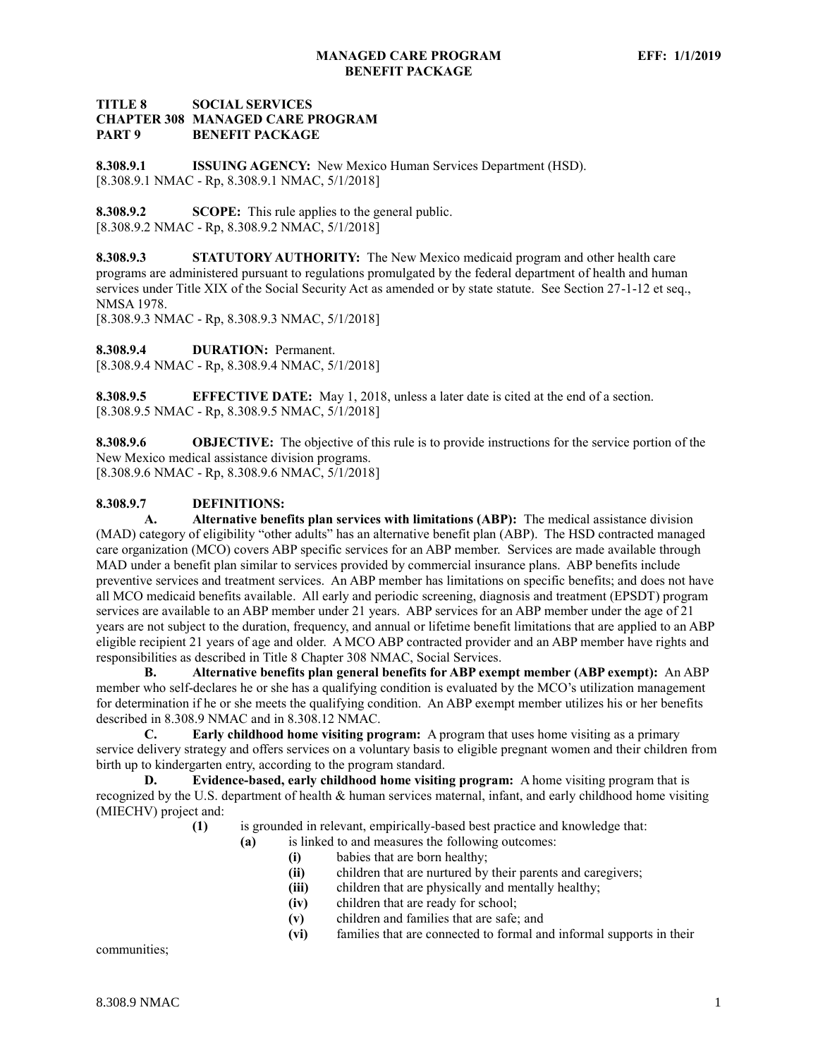**TITLE 8 SOCIAL SERVICES**
**CHAPTER 308 MANAGED CARE PROGRAM**
**PART 9 BENEFIT PACKAGE**

**8.308.9.1 ISSUING AGENCY:** New Mexico Human Services Department (HSD).
[8.308.9.1 NMAC - Rp, 8.308.9.1 NMAC, 5/1/2018]

**8.308.9.2 SCOPE:** This rule applies to the general public.
[8.308.9.2 NMAC - Rp, 8.308.9.2 NMAC, 5/1/2018]

**8.308.9.3 STATUTORY AUTHORITY:** The New Mexico medicaid program and other health care programs are administered pursuant to regulations promulgated by the federal department of health and human services under Title XIX of the Social Security Act as amended or by state statute. See Section 27-1-12 et seq., NMSA 1978.
[8.308.9.3 NMAC - Rp, 8.308.9.3 NMAC, 5/1/2018]

**8.308.9.4 DURATION:** Permanent.
[8.308.9.4 NMAC - Rp, 8.308.9.4 NMAC, 5/1/2018]

**8.308.9.5 EFFECTIVE DATE:** May 1, 2018, unless a later date is cited at the end of a section.
[8.308.9.5 NMAC - Rp, 8.308.9.5 NMAC, 5/1/2018]

**8.308.9.6 OBJECTIVE:** The objective of this rule is to provide instructions for the service portion of the New Mexico medical assistance division programs.
[8.308.9.6 NMAC - Rp, 8.308.9.6 NMAC, 5/1/2018]

**8.308.9.7 DEFINITIONS:**

**A. Alternative benefits plan services with limitations (ABP):** The medical assistance division (MAD) category of eligibility "other adults" has an alternative benefit plan (ABP). The HSD contracted managed care organization (MCO) covers ABP specific services for an ABP member. Services are made available through MAD under a benefit plan similar to services provided by commercial insurance plans. ABP benefits include preventive services and treatment services. An ABP member has limitations on specific benefits; and does not have all MCO medicaid benefits available. All early and periodic screening, diagnosis and treatment (EPSDT) program services are available to an ABP member under 21 years. ABP services for an ABP member under the age of 21 years are not subject to the duration, frequency, and annual or lifetime benefit limitations that are applied to an ABP eligible recipient 21 years of age and older. A MCO ABP contracted provider and an ABP member have rights and responsibilities as described in Title 8 Chapter 308 NMAC, Social Services.

**B. Alternative benefits plan general benefits for ABP exempt member (ABP exempt):** An ABP member who self-declares he or she has a qualifying condition is evaluated by the MCO's utilization management for determination if he or she meets the qualifying condition. An ABP exempt member utilizes his or her benefits described in 8.308.9 NMAC and in 8.308.12 NMAC.

**C. Early childhood home visiting program:** A program that uses home visiting as a primary service delivery strategy and offers services on a voluntary basis to eligible pregnant women and their children from birth up to kindergarten entry, according to the program standard.

**D. Evidence-based, early childhood home visiting program:** A home visiting program that is recognized by the U.S. department of health & human services maternal, infant, and early childhood home visiting (MIECHV) project and:

**(1)** is grounded in relevant, empirically-based best practice and knowledge that:

**(a)** is linked to and measures the following outcomes:

**(i)** babies that are born healthy;

**(ii)** children that are nurtured by their parents and caregivers;

**(iii)** children that are physically and mentally healthy;

**(iv)** children that are ready for school;

**(v)** children and families that are safe; and

**(vi)** families that are connected to formal and informal supports in their communities;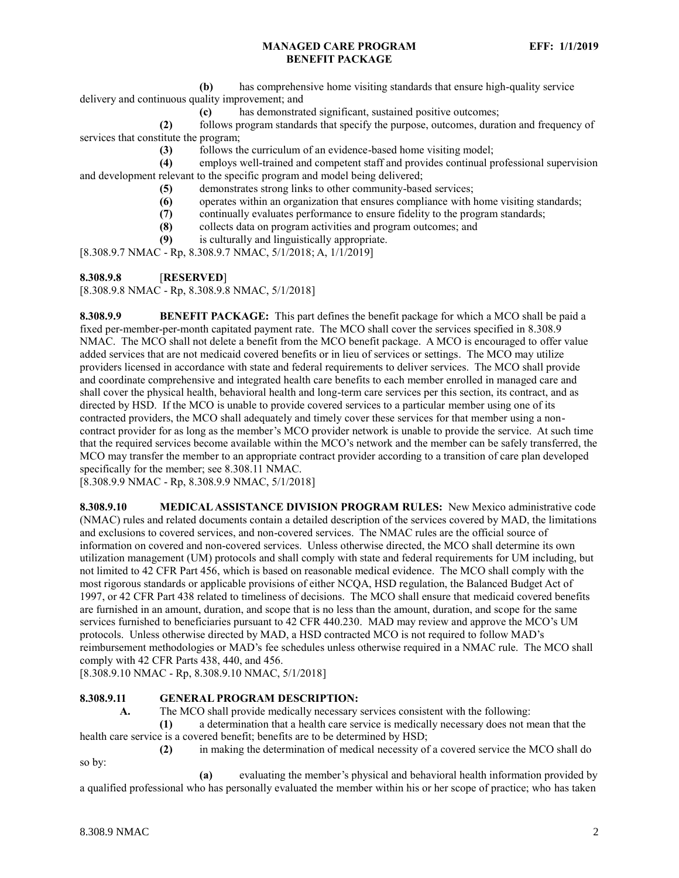**(b)** has comprehensive home visiting standards that ensure high-quality service delivery and continuous quality improvement; and

**(c)** has demonstrated significant, sustained positive outcomes;

**(2)** follows program standards that specify the purpose, outcomes, duration and frequency of services that constitute the program;

**(3)** follows the curriculum of an evidence-based home visiting model;

**(4)** employs well-trained and competent staff and provides continual professional supervision and development relevant to the specific program and model being delivered;

**(5)** demonstrates strong links to other community-based services;

**(6)** operates within an organization that ensures compliance with home visiting standards;

**(7)** continually evaluates performance to ensure fidelity to the program standards;

**(8)** collects data on program activities and program outcomes; and

**(9)** is culturally and linguistically appropriate.

[8.308.9.7 NMAC - Rp, 8.308.9.7 NMAC, 5/1/2018; A, 1/1/2019]

**8.308.9.8** [**RESERVED**]

[8.308.9.8 NMAC - Rp, 8.308.9.8 NMAC, 5/1/2018]

**8.308.9.9 BENEFIT PACKAGE:** This part defines the benefit package for which a MCO shall be paid a fixed per-member-per-month capitated payment rate. The MCO shall cover the services specified in 8.308.9 NMAC. The MCO shall not delete a benefit from the MCO benefit package. A MCO is encouraged to offer value added services that are not medicaid covered benefits or in lieu of services or settings. The MCO may utilize providers licensed in accordance with state and federal requirements to deliver services. The MCO shall provide and coordinate comprehensive and integrated health care benefits to each member enrolled in managed care and shall cover the physical health, behavioral health and long-term care services per this section, its contract, and as directed by HSD. If the MCO is unable to provide covered services to a particular member using one of its contracted providers, the MCO shall adequately and timely cover these services for that member using a non-contract provider for as long as the member's MCO provider network is unable to provide the service. At such time that the required services become available within the MCO's network and the member can be safely transferred, the MCO may transfer the member to an appropriate contract provider according to a transition of care plan developed specifically for the member; see 8.308.11 NMAC.

[8.308.9.9 NMAC - Rp, 8.308.9.9 NMAC, 5/1/2018]

**8.308.9.10 MEDICAL ASSISTANCE DIVISION PROGRAM RULES:** New Mexico administrative code (NMAC) rules and related documents contain a detailed description of the services covered by MAD, the limitations and exclusions to covered services, and non-covered services. The NMAC rules are the official source of information on covered and non-covered services. Unless otherwise directed, the MCO shall determine its own utilization management (UM) protocols and shall comply with state and federal requirements for UM including, but not limited to 42 CFR Part 456, which is based on reasonable medical evidence. The MCO shall comply with the most rigorous standards or applicable provisions of either NCQA, HSD regulation, the Balanced Budget Act of 1997, or 42 CFR Part 438 related to timeliness of decisions. The MCO shall ensure that medicaid covered benefits are furnished in an amount, duration, and scope that is no less than the amount, duration, and scope for the same services furnished to beneficiaries pursuant to 42 CFR 440.230. MAD may review and approve the MCO's UM protocols. Unless otherwise directed by MAD, a HSD contracted MCO is not required to follow MAD's reimbursement methodologies or MAD's fee schedules unless otherwise required in a NMAC rule. The MCO shall comply with 42 CFR Parts 438, 440, and 456.

[8.308.9.10 NMAC - Rp, 8.308.9.10 NMAC, 5/1/2018]

**8.308.9.11 GENERAL PROGRAM DESCRIPTION:**

**A.** The MCO shall provide medically necessary services consistent with the following:

**(1)** a determination that a health care service is medically necessary does not mean that the health care service is a covered benefit; benefits are to be determined by HSD;

**(2)** in making the determination of medical necessity of a covered service the MCO shall do so by:

**(a)** evaluating the member's physical and behavioral health information provided by a qualified professional who has personally evaluated the member within his or her scope of practice; who has taken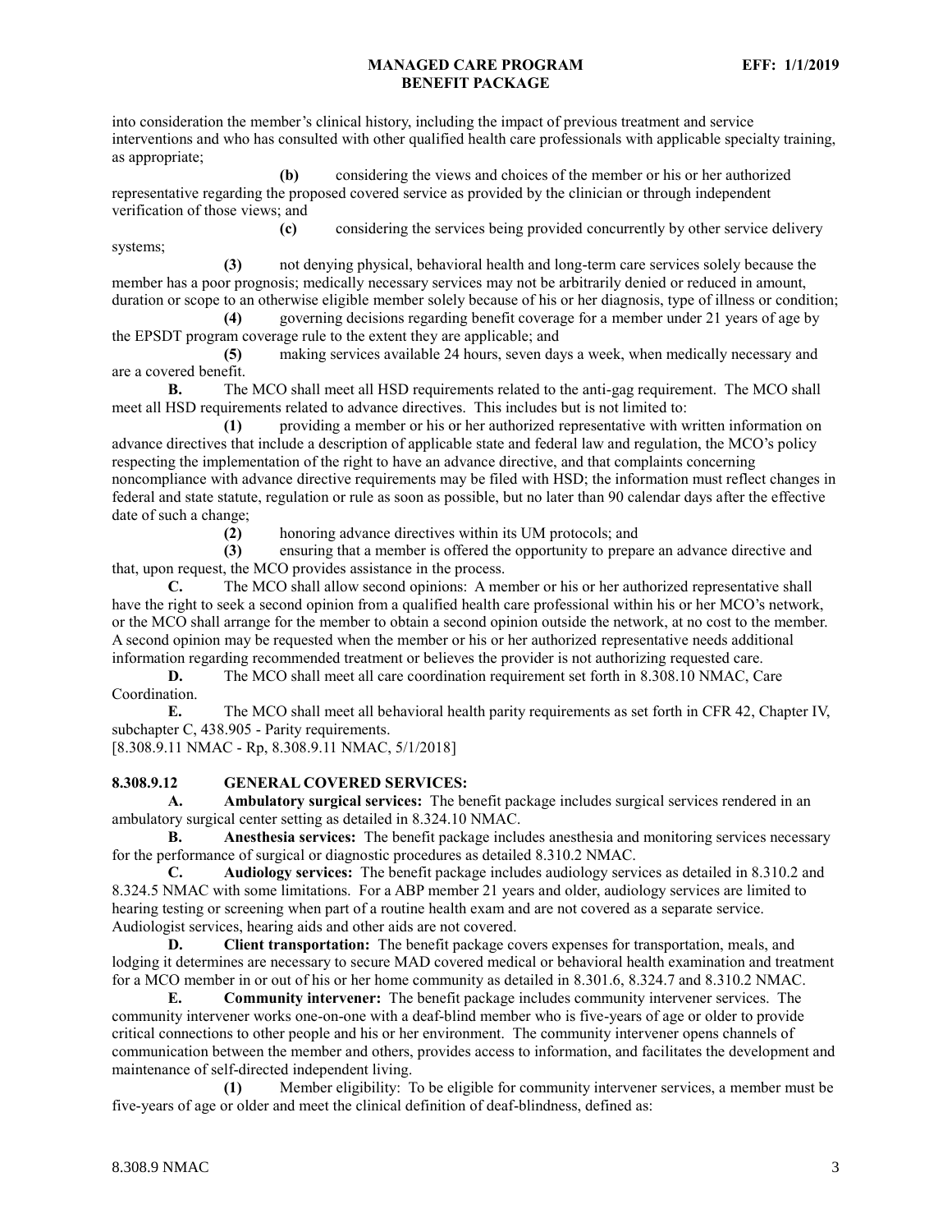into consideration the member's clinical history, including the impact of previous treatment and service interventions and who has consulted with other qualified health care professionals with applicable specialty training, as appropriate;

**(b)** considering the views and choices of the member or his or her authorized representative regarding the proposed covered service as provided by the clinician or through independent verification of those views; and

**(c)** considering the services being provided concurrently by other service delivery systems;

**(3)** not denying physical, behavioral health and long-term care services solely because the member has a poor prognosis; medically necessary services may not be arbitrarily denied or reduced in amount, duration or scope to an otherwise eligible member solely because of his or her diagnosis, type of illness or condition;

**(4)** governing decisions regarding benefit coverage for a member under 21 years of age by the EPSDT program coverage rule to the extent they are applicable; and

**(5)** making services available 24 hours, seven days a week, when medically necessary and are a covered benefit.

**B.** The MCO shall meet all HSD requirements related to the anti-gag requirement. The MCO shall meet all HSD requirements related to advance directives. This includes but is not limited to:

**(1)** providing a member or his or her authorized representative with written information on advance directives that include a description of applicable state and federal law and regulation, the MCO's policy respecting the implementation of the right to have an advance directive, and that complaints concerning noncompliance with advance directive requirements may be filed with HSD; the information must reflect changes in federal and state statute, regulation or rule as soon as possible, but no later than 90 calendar days after the effective date of such a change;

**(2)** honoring advance directives within its UM protocols; and

**(3)** ensuring that a member is offered the opportunity to prepare an advance directive and that, upon request, the MCO provides assistance in the process.

**C.** The MCO shall allow second opinions: A member or his or her authorized representative shall have the right to seek a second opinion from a qualified health care professional within his or her MCO's network, or the MCO shall arrange for the member to obtain a second opinion outside the network, at no cost to the member. A second opinion may be requested when the member or his or her authorized representative needs additional information regarding recommended treatment or believes the provider is not authorizing requested care.

**D.** The MCO shall meet all care coordination requirement set forth in 8.308.10 NMAC, Care Coordination.

**E.** The MCO shall meet all behavioral health parity requirements as set forth in CFR 42, Chapter IV, subchapter C, 438.905 - Parity requirements.

[8.308.9.11 NMAC - Rp, 8.308.9.11 NMAC, 5/1/2018]

**8.308.9.12 GENERAL COVERED SERVICES:**

**A. Ambulatory surgical services:** The benefit package includes surgical services rendered in an ambulatory surgical center setting as detailed in 8.324.10 NMAC.

**B. Anesthesia services:** The benefit package includes anesthesia and monitoring services necessary for the performance of surgical or diagnostic procedures as detailed 8.310.2 NMAC.

**C. Audiology services:** The benefit package includes audiology services as detailed in 8.310.2 and 8.324.5 NMAC with some limitations. For a ABP member 21 years and older, audiology services are limited to hearing testing or screening when part of a routine health exam and are not covered as a separate service. Audiologist services, hearing aids and other aids are not covered.

**D. Client transportation:** The benefit package covers expenses for transportation, meals, and lodging it determines are necessary to secure MAD covered medical or behavioral health examination and treatment for a MCO member in or out of his or her home community as detailed in 8.301.6, 8.324.7 and 8.310.2 NMAC.

**E. Community intervener:** The benefit package includes community intervener services. The community intervener works one-on-one with a deaf-blind member who is five-years of age or older to provide critical connections to other people and his or her environment. The community intervener opens channels of communication between the member and others, provides access to information, and facilitates the development and maintenance of self-directed independent living.

**(1)** Member eligibility: To be eligible for community intervener services, a member must be five-years of age or older and meet the clinical definition of deaf-blindness, defined as: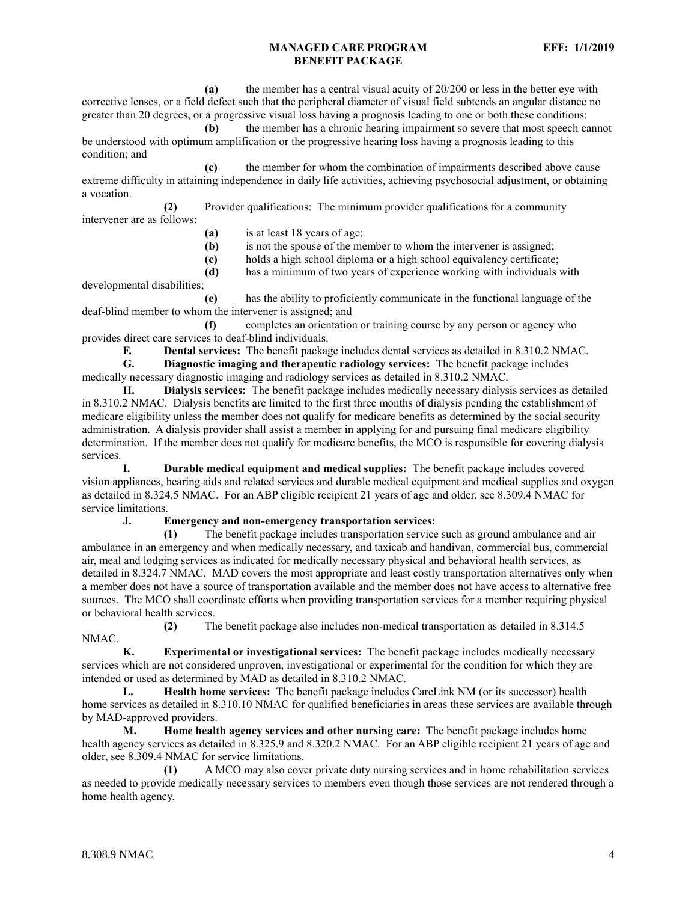**(a)** the member has a central visual acuity of 20/200 or less in the better eye with corrective lenses, or a field defect such that the peripheral diameter of visual field subtends an angular distance no greater than 20 degrees, or a progressive visual loss having a prognosis leading to one or both these conditions;

**(b)** the member has a chronic hearing impairment so severe that most speech cannot be understood with optimum amplification or the progressive hearing loss having a prognosis leading to this condition; and

**(c)** the member for whom the combination of impairments described above cause extreme difficulty in attaining independence in daily life activities, achieving psychosocial adjustment, or obtaining a vocation.

**(2)** Provider qualifications: The minimum provider qualifications for a community intervener are as follows:

**(a)** is at least 18 years of age;

**(b)** is not the spouse of the member to whom the intervener is assigned;

**(c)** holds a high school diploma or a high school equivalency certificate;

**(d)** has a minimum of two years of experience working with individuals with developmental disabilities;

**(e)** has the ability to proficiently communicate in the functional language of the deaf-blind member to whom the intervener is assigned; and

**(f)** completes an orientation or training course by any person or agency who provides direct care services to deaf-blind individuals.

**F. Dental services:** The benefit package includes dental services as detailed in 8.310.2 NMAC.

**G. Diagnostic imaging and therapeutic radiology services:** The benefit package includes medically necessary diagnostic imaging and radiology services as detailed in 8.310.2 NMAC.

**H. Dialysis services:** The benefit package includes medically necessary dialysis services as detailed in 8.310.2 NMAC. Dialysis benefits are limited to the first three months of dialysis pending the establishment of medicare eligibility unless the member does not qualify for medicare benefits as determined by the social security administration. A dialysis provider shall assist a member in applying for and pursuing final medicare eligibility determination. If the member does not qualify for medicare benefits, the MCO is responsible for covering dialysis services.

**I. Durable medical equipment and medical supplies:** The benefit package includes covered vision appliances, hearing aids and related services and durable medical equipment and medical supplies and oxygen as detailed in 8.324.5 NMAC. For an ABP eligible recipient 21 years of age and older, see 8.309.4 NMAC for service limitations.

**J. Emergency and non-emergency transportation services:**

**(1)** The benefit package includes transportation service such as ground ambulance and air ambulance in an emergency and when medically necessary, and taxicab and handivan, commercial bus, commercial air, meal and lodging services as indicated for medically necessary physical and behavioral health services, as detailed in 8.324.7 NMAC. MAD covers the most appropriate and least costly transportation alternatives only when a member does not have a source of transportation available and the member does not have access to alternative free sources. The MCO shall coordinate efforts when providing transportation services for a member requiring physical or behavioral health services.

**(2)** The benefit package also includes non-medical transportation as detailed in 8.314.5 NMAC.

**K. Experimental or investigational services:** The benefit package includes medically necessary services which are not considered unproven, investigational or experimental for the condition for which they are intended or used as determined by MAD as detailed in 8.310.2 NMAC.

**L. Health home services:** The benefit package includes CareLink NM (or its successor) health home services as detailed in 8.310.10 NMAC for qualified beneficiaries in areas these services are available through by MAD-approved providers.

**M. Home health agency services and other nursing care:** The benefit package includes home health agency services as detailed in 8.325.9 and 8.320.2 NMAC. For an ABP eligible recipient 21 years of age and older, see 8.309.4 NMAC for service limitations.

**(1)** A MCO may also cover private duty nursing services and in home rehabilitation services as needed to provide medically necessary services to members even though those services are not rendered through a home health agency.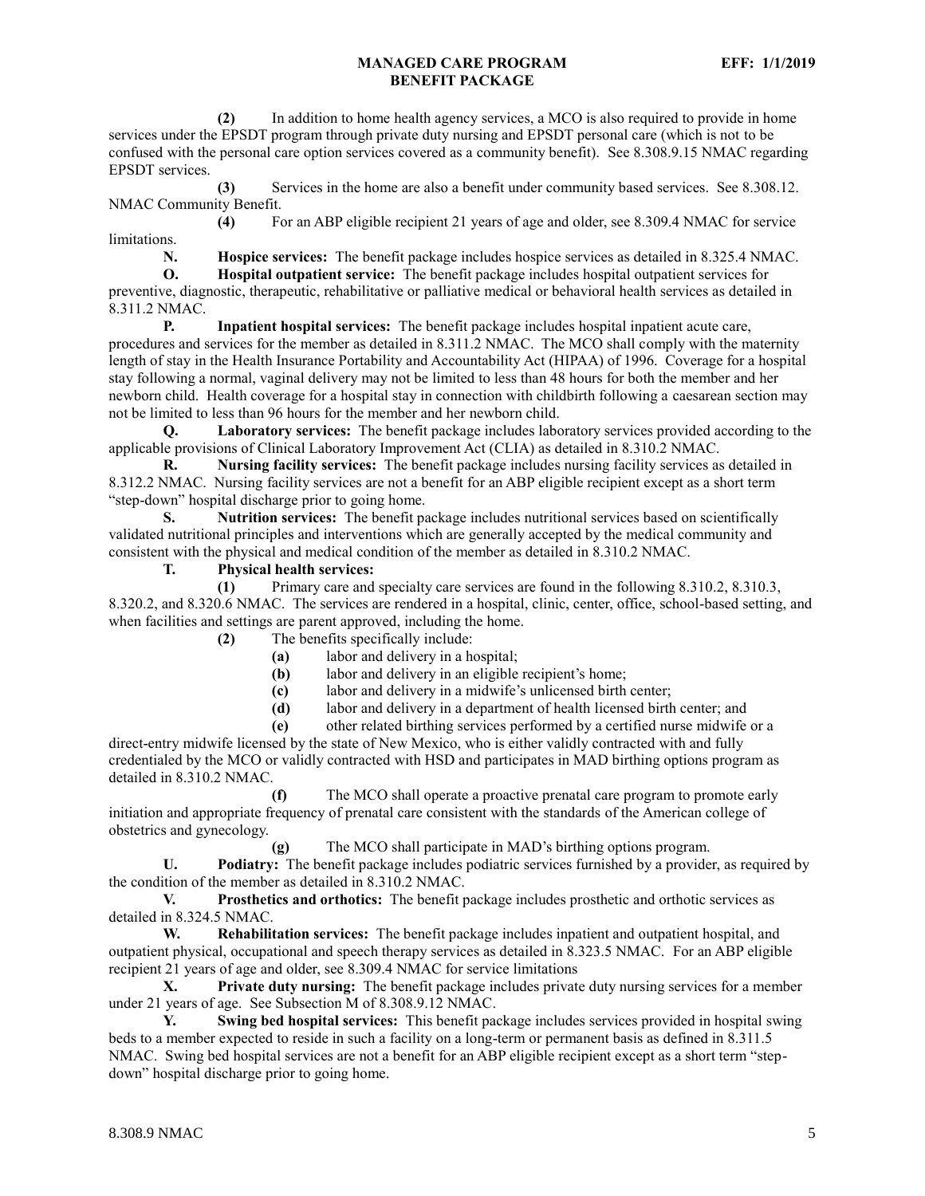**(2)** In addition to home health agency services, a MCO is also required to provide in home services under the EPSDT program through private duty nursing and EPSDT personal care (which is not to be confused with the personal care option services covered as a community benefit). See 8.308.9.15 NMAC regarding EPSDT services.

**(3)** Services in the home are also a benefit under community based services. See 8.308.12. NMAC Community Benefit.

**(4)** For an ABP eligible recipient 21 years of age and older, see 8.309.4 NMAC for service limitations.

**N. Hospice services:** The benefit package includes hospice services as detailed in 8.325.4 NMAC.

**O. Hospital outpatient service:** The benefit package includes hospital outpatient services for preventive, diagnostic, therapeutic, rehabilitative or palliative medical or behavioral health services as detailed in 8.311.2 NMAC.

**P. Inpatient hospital services:** The benefit package includes hospital inpatient acute care, procedures and services for the member as detailed in 8.311.2 NMAC. The MCO shall comply with the maternity length of stay in the Health Insurance Portability and Accountability Act (HIPAA) of 1996. Coverage for a hospital stay following a normal, vaginal delivery may not be limited to less than 48 hours for both the member and her newborn child. Health coverage for a hospital stay in connection with childbirth following a caesarean section may not be limited to less than 96 hours for the member and her newborn child.

**Q. Laboratory services:** The benefit package includes laboratory services provided according to the applicable provisions of Clinical Laboratory Improvement Act (CLIA) as detailed in 8.310.2 NMAC.

**R. Nursing facility services:** The benefit package includes nursing facility services as detailed in 8.312.2 NMAC. Nursing facility services are not a benefit for an ABP eligible recipient except as a short term "step-down" hospital discharge prior to going home.

**S. Nutrition services:** The benefit package includes nutritional services based on scientifically validated nutritional principles and interventions which are generally accepted by the medical community and consistent with the physical and medical condition of the member as detailed in 8.310.2 NMAC.

**T. Physical health services:**

**(1)** Primary care and specialty care services are found in the following 8.310.2, 8.310.3, 8.320.2, and 8.320.6 NMAC. The services are rendered in a hospital, clinic, center, office, school-based setting, and when facilities and settings are parent approved, including the home.

**(2)** The benefits specifically include:

**(a)** labor and delivery in a hospital;

**(b)** labor and delivery in an eligible recipient's home;

**(c)** labor and delivery in a midwife's unlicensed birth center;

**(d)** labor and delivery in a department of health licensed birth center; and

**(e)** other related birthing services performed by a certified nurse midwife or a direct-entry midwife licensed by the state of New Mexico, who is either validly contracted with and fully credentialed by the MCO or validly contracted with HSD and participates in MAD birthing options program as detailed in 8.310.2 NMAC.

**(f)** The MCO shall operate a proactive prenatal care program to promote early initiation and appropriate frequency of prenatal care consistent with the standards of the American college of obstetrics and gynecology.

**(g)** The MCO shall participate in MAD's birthing options program.

**U. Podiatry:** The benefit package includes podiatric services furnished by a provider, as required by the condition of the member as detailed in 8.310.2 NMAC.

**V. Prosthetics and orthotics:** The benefit package includes prosthetic and orthotic services as detailed in 8.324.5 NMAC.

**W. Rehabilitation services:** The benefit package includes inpatient and outpatient hospital, and outpatient physical, occupational and speech therapy services as detailed in 8.323.5 NMAC. For an ABP eligible recipient 21 years of age and older, see 8.309.4 NMAC for service limitations

**X. Private duty nursing:** The benefit package includes private duty nursing services for a member under 21 years of age. See Subsection M of 8.308.9.12 NMAC.

**Y. Swing bed hospital services:** This benefit package includes services provided in hospital swing beds to a member expected to reside in such a facility on a long-term or permanent basis as defined in 8.311.5 NMAC. Swing bed hospital services are not a benefit for an ABP eligible recipient except as a short term "step-down" hospital discharge prior to going home.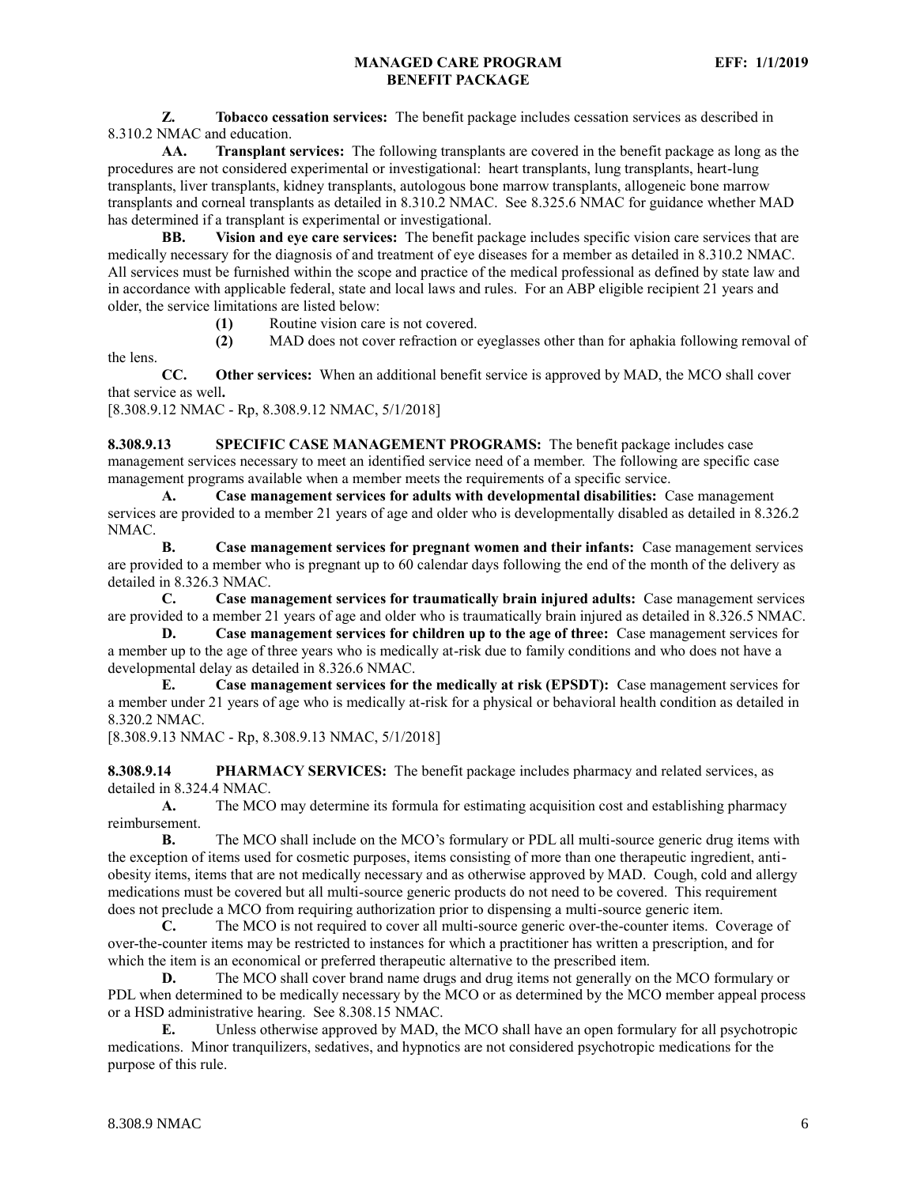**Z. Tobacco cessation services:** The benefit package includes cessation services as described in 8.310.2 NMAC and education.

**AA. Transplant services:** The following transplants are covered in the benefit package as long as the procedures are not considered experimental or investigational: heart transplants, lung transplants, heart-lung transplants, liver transplants, kidney transplants, autologous bone marrow transplants, allogeneic bone marrow transplants and corneal transplants as detailed in 8.310.2 NMAC. See 8.325.6 NMAC for guidance whether MAD has determined if a transplant is experimental or investigational.

**BB. Vision and eye care services:** The benefit package includes specific vision care services that are medically necessary for the diagnosis of and treatment of eye diseases for a member as detailed in 8.310.2 NMAC. All services must be furnished within the scope and practice of the medical professional as defined by state law and in accordance with applicable federal, state and local laws and rules. For an ABP eligible recipient 21 years and older, the service limitations are listed below:

**(1)** Routine vision care is not covered.

**(2)** MAD does not cover refraction or eyeglasses other than for aphakia following removal of the lens.

**CC. Other services:** When an additional benefit service is approved by MAD, the MCO shall cover that service as well**.**

[8.308.9.12 NMAC - Rp, 8.308.9.12 NMAC, 5/1/2018]

**8.308.9.13 SPECIFIC CASE MANAGEMENT PROGRAMS:** The benefit package includes case management services necessary to meet an identified service need of a member. The following are specific case management programs available when a member meets the requirements of a specific service.

**A. Case management services for adults with developmental disabilities:** Case management services are provided to a member 21 years of age and older who is developmentally disabled as detailed in 8.326.2 NMAC.

**B. Case management services for pregnant women and their infants:** Case management services are provided to a member who is pregnant up to 60 calendar days following the end of the month of the delivery as detailed in 8.326.3 NMAC.

**C. Case management services for traumatically brain injured adults:** Case management services are provided to a member 21 years of age and older who is traumatically brain injured as detailed in 8.326.5 NMAC.

**D. Case management services for children up to the age of three:** Case management services for a member up to the age of three years who is medically at-risk due to family conditions and who does not have a developmental delay as detailed in 8.326.6 NMAC.

**E. Case management services for the medically at risk (EPSDT):** Case management services for a member under 21 years of age who is medically at-risk for a physical or behavioral health condition as detailed in 8.320.2 NMAC.

[8.308.9.13 NMAC - Rp, 8.308.9.13 NMAC, 5/1/2018]

**8.308.9.14 PHARMACY SERVICES:** The benefit package includes pharmacy and related services, as detailed in 8.324.4 NMAC.

**A.** The MCO may determine its formula for estimating acquisition cost and establishing pharmacy reimbursement.

**B.** The MCO shall include on the MCO's formulary or PDL all multi-source generic drug items with the exception of items used for cosmetic purposes, items consisting of more than one therapeutic ingredient, anti-obesity items, items that are not medically necessary and as otherwise approved by MAD. Cough, cold and allergy medications must be covered but all multi-source generic products do not need to be covered. This requirement does not preclude a MCO from requiring authorization prior to dispensing a multi-source generic item.

**C.** The MCO is not required to cover all multi-source generic over-the-counter items. Coverage of over-the-counter items may be restricted to instances for which a practitioner has written a prescription, and for which the item is an economical or preferred therapeutic alternative to the prescribed item.

**D.** The MCO shall cover brand name drugs and drug items not generally on the MCO formulary or PDL when determined to be medically necessary by the MCO or as determined by the MCO member appeal process or a HSD administrative hearing. See 8.308.15 NMAC.

**E.** Unless otherwise approved by MAD, the MCO shall have an open formulary for all psychotropic medications. Minor tranquilizers, sedatives, and hypnotics are not considered psychotropic medications for the purpose of this rule.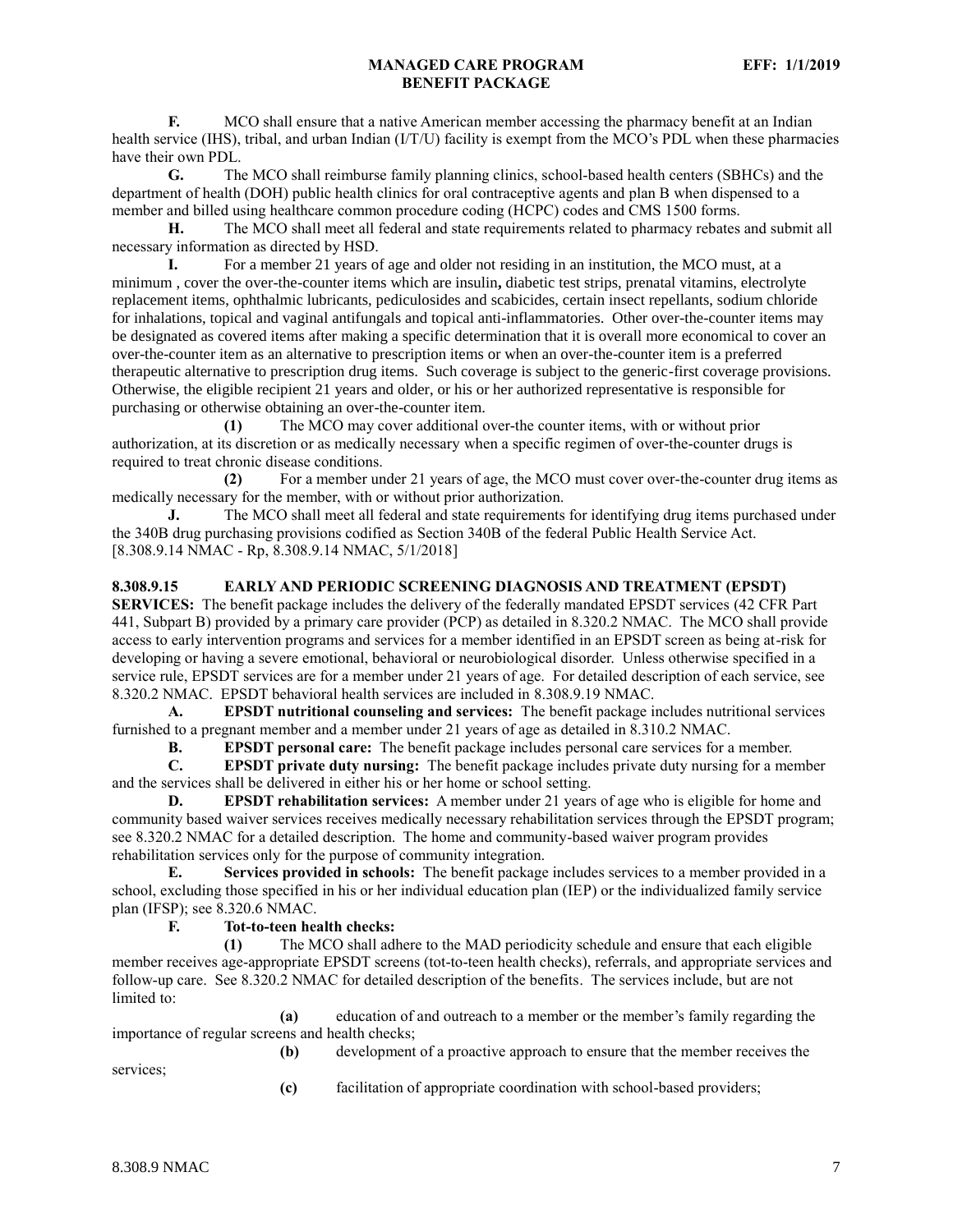**F.** MCO shall ensure that a native American member accessing the pharmacy benefit at an Indian health service (IHS), tribal, and urban Indian (I/T/U) facility is exempt from the MCO's PDL when these pharmacies have their own PDL.

**G.** The MCO shall reimburse family planning clinics, school-based health centers (SBHCs) and the department of health (DOH) public health clinics for oral contraceptive agents and plan B when dispensed to a member and billed using healthcare common procedure coding (HCPC) codes and CMS 1500 forms.

**H.** The MCO shall meet all federal and state requirements related to pharmacy rebates and submit all necessary information as directed by HSD.

**I.** For a member 21 years of age and older not residing in an institution, the MCO must, at a minimum , cover the over-the-counter items which are insulin**,** diabetic test strips, prenatal vitamins, electrolyte replacement items, ophthalmic lubricants, pediculosides and scabicides, certain insect repellants, sodium chloride for inhalations, topical and vaginal antifungals and topical anti-inflammatories. Other over-the-counter items may be designated as covered items after making a specific determination that it is overall more economical to cover an over-the-counter item as an alternative to prescription items or when an over-the-counter item is a preferred therapeutic alternative to prescription drug items. Such coverage is subject to the generic-first coverage provisions. Otherwise, the eligible recipient 21 years and older, or his or her authorized representative is responsible for purchasing or otherwise obtaining an over-the-counter item.

**(1)** The MCO may cover additional over-the counter items, with or without prior authorization, at its discretion or as medically necessary when a specific regimen of over-the-counter drugs is required to treat chronic disease conditions.

**(2)** For a member under 21 years of age, the MCO must cover over-the-counter drug items as medically necessary for the member, with or without prior authorization.

**J.** The MCO shall meet all federal and state requirements for identifying drug items purchased under the 340B drug purchasing provisions codified as Section 340B of the federal Public Health Service Act.
[8.308.9.14 NMAC - Rp, 8.308.9.14 NMAC, 5/1/2018]

**8.308.9.15 EARLY AND PERIODIC SCREENING DIAGNOSIS AND TREATMENT (EPSDT) SERVICES:** The benefit package includes the delivery of the federally mandated EPSDT services (42 CFR Part 441, Subpart B) provided by a primary care provider (PCP) as detailed in 8.320.2 NMAC. The MCO shall provide access to early intervention programs and services for a member identified in an EPSDT screen as being at-risk for developing or having a severe emotional, behavioral or neurobiological disorder. Unless otherwise specified in a service rule, EPSDT services are for a member under 21 years of age. For detailed description of each service, see 8.320.2 NMAC. EPSDT behavioral health services are included in 8.308.9.19 NMAC.

**A. EPSDT nutritional counseling and services:** The benefit package includes nutritional services furnished to a pregnant member and a member under 21 years of age as detailed in 8.310.2 NMAC.

**B. EPSDT personal care:** The benefit package includes personal care services for a member.

**C. EPSDT private duty nursing:** The benefit package includes private duty nursing for a member and the services shall be delivered in either his or her home or school setting.

**D. EPSDT rehabilitation services:** A member under 21 years of age who is eligible for home and community based waiver services receives medically necessary rehabilitation services through the EPSDT program; see 8.320.2 NMAC for a detailed description. The home and community-based waiver program provides rehabilitation services only for the purpose of community integration.

**E. Services provided in schools:** The benefit package includes services to a member provided in a school, excluding those specified in his or her individual education plan (IEP) or the individualized family service plan (IFSP); see 8.320.6 NMAC.

**F. Tot-to-teen health checks:**

**(1)** The MCO shall adhere to the MAD periodicity schedule and ensure that each eligible member receives age-appropriate EPSDT screens (tot-to-teen health checks), referrals, and appropriate services and follow-up care. See 8.320.2 NMAC for detailed description of the benefits. The services include, but are not limited to:

**(a)** education of and outreach to a member or the member's family regarding the importance of regular screens and health checks;

**(b)** development of a proactive approach to ensure that the member receives the services;

**(c)** facilitation of appropriate coordination with school-based providers;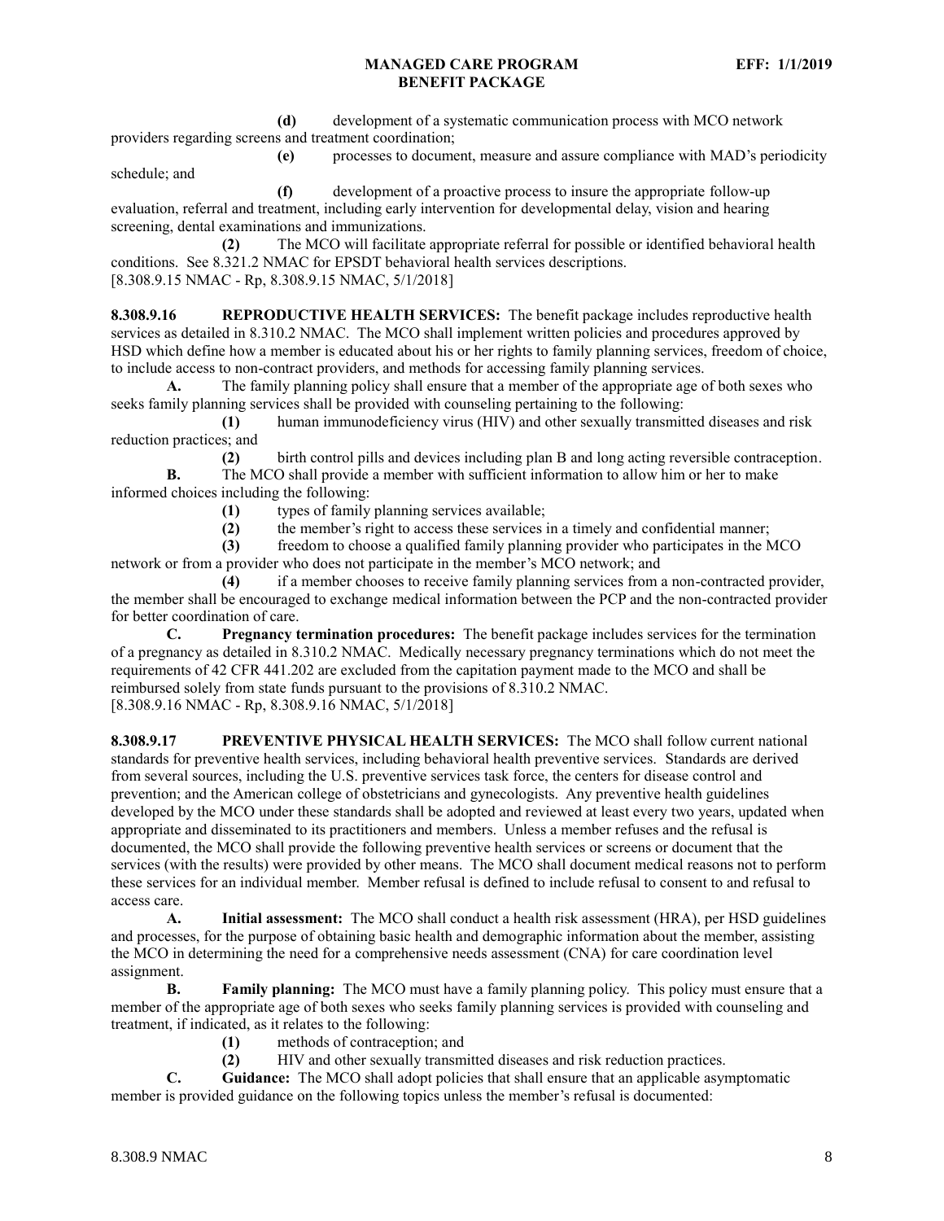**(d)** development of a systematic communication process with MCO network providers regarding screens and treatment coordination;

**(e)** processes to document, measure and assure compliance with MAD's periodicity schedule; and

**(f)** development of a proactive process to insure the appropriate follow-up evaluation, referral and treatment, including early intervention for developmental delay, vision and hearing screening, dental examinations and immunizations.

**(2)** The MCO will facilitate appropriate referral for possible or identified behavioral health conditions. See 8.321.2 NMAC for EPSDT behavioral health services descriptions.
[8.308.9.15 NMAC - Rp, 8.308.9.15 NMAC, 5/1/2018]

**8.308.9.16 REPRODUCTIVE HEALTH SERVICES:** The benefit package includes reproductive health services as detailed in 8.310.2 NMAC. The MCO shall implement written policies and procedures approved by HSD which define how a member is educated about his or her rights to family planning services, freedom of choice, to include access to non-contract providers, and methods for accessing family planning services.

**A.** The family planning policy shall ensure that a member of the appropriate age of both sexes who seeks family planning services shall be provided with counseling pertaining to the following:

**(1)** human immunodeficiency virus (HIV) and other sexually transmitted diseases and risk reduction practices; and

**(2)** birth control pills and devices including plan B and long acting reversible contraception.

**B.** The MCO shall provide a member with sufficient information to allow him or her to make informed choices including the following:

**(1)** types of family planning services available;

**(2)** the member's right to access these services in a timely and confidential manner;

**(3)** freedom to choose a qualified family planning provider who participates in the MCO network or from a provider who does not participate in the member's MCO network; and

**(4)** if a member chooses to receive family planning services from a non-contracted provider, the member shall be encouraged to exchange medical information between the PCP and the non-contracted provider for better coordination of care.

**C. Pregnancy termination procedures:** The benefit package includes services for the termination of a pregnancy as detailed in 8.310.2 NMAC. Medically necessary pregnancy terminations which do not meet the requirements of 42 CFR 441.202 are excluded from the capitation payment made to the MCO and shall be reimbursed solely from state funds pursuant to the provisions of 8.310.2 NMAC.
[8.308.9.16 NMAC - Rp, 8.308.9.16 NMAC, 5/1/2018]

**8.308.9.17 PREVENTIVE PHYSICAL HEALTH SERVICES:** The MCO shall follow current national standards for preventive health services, including behavioral health preventive services. Standards are derived from several sources, including the U.S. preventive services task force, the centers for disease control and prevention; and the American college of obstetricians and gynecologists. Any preventive health guidelines developed by the MCO under these standards shall be adopted and reviewed at least every two years, updated when appropriate and disseminated to its practitioners and members. Unless a member refuses and the refusal is documented, the MCO shall provide the following preventive health services or screens or document that the services (with the results) were provided by other means. The MCO shall document medical reasons not to perform these services for an individual member. Member refusal is defined to include refusal to consent to and refusal to access care.

**A. Initial assessment:** The MCO shall conduct a health risk assessment (HRA), per HSD guidelines and processes, for the purpose of obtaining basic health and demographic information about the member, assisting the MCO in determining the need for a comprehensive needs assessment (CNA) for care coordination level assignment.

**B. Family planning:** The MCO must have a family planning policy. This policy must ensure that a member of the appropriate age of both sexes who seeks family planning services is provided with counseling and treatment, if indicated, as it relates to the following:

**(1)** methods of contraception; and

**(2)** HIV and other sexually transmitted diseases and risk reduction practices.

**C. Guidance:** The MCO shall adopt policies that shall ensure that an applicable asymptomatic member is provided guidance on the following topics unless the member's refusal is documented: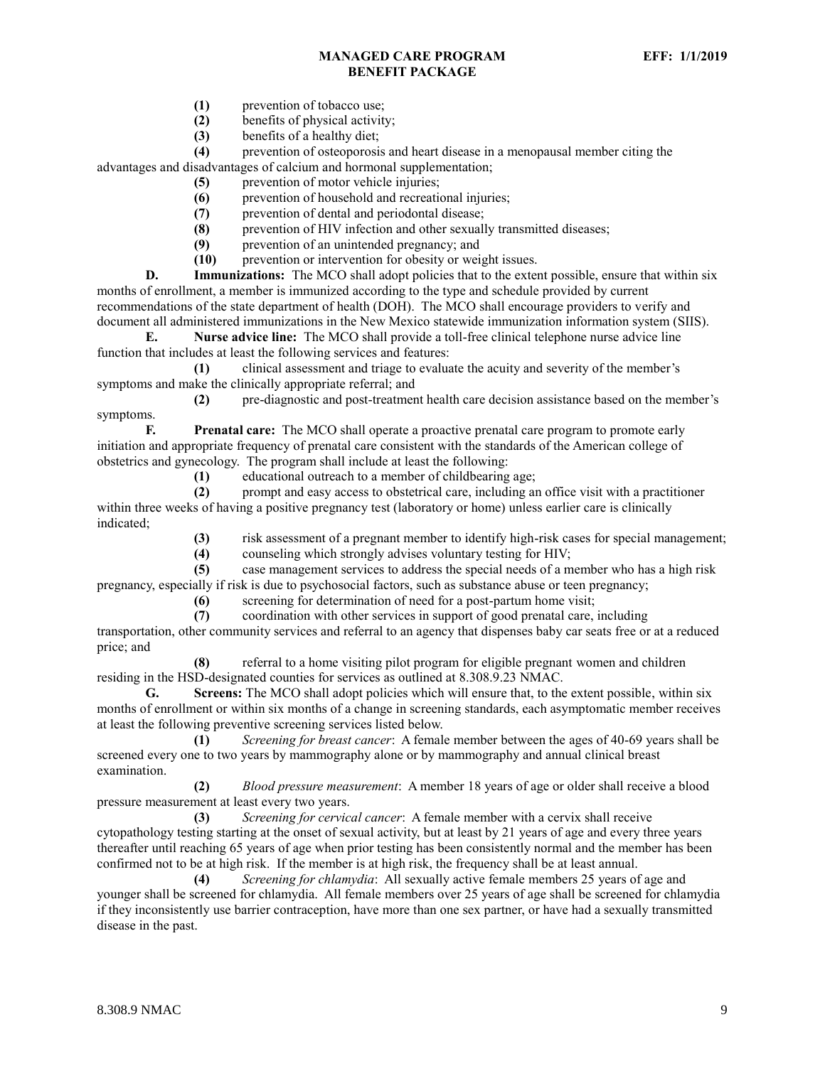**(1)** prevention of tobacco use;

**(2)** benefits of physical activity;

**(3)** benefits of a healthy diet;

**(4)** prevention of osteoporosis and heart disease in a menopausal member citing the advantages and disadvantages of calcium and hormonal supplementation;

**(5)** prevention of motor vehicle injuries;

**(6)** prevention of household and recreational injuries;

**(7)** prevention of dental and periodontal disease;

**(8)** prevention of HIV infection and other sexually transmitted diseases;

**(9)** prevention of an unintended pregnancy; and

**(10)** prevention or intervention for obesity or weight issues.

**D. Immunizations:** The MCO shall adopt policies that to the extent possible, ensure that within six months of enrollment, a member is immunized according to the type and schedule provided by current recommendations of the state department of health (DOH). The MCO shall encourage providers to verify and document all administered immunizations in the New Mexico statewide immunization information system (SIIS).

**E. Nurse advice line:** The MCO shall provide a toll-free clinical telephone nurse advice line function that includes at least the following services and features:

**(1)** clinical assessment and triage to evaluate the acuity and severity of the member's symptoms and make the clinically appropriate referral; and

**(2)** pre-diagnostic and post-treatment health care decision assistance based on the member's symptoms.

**F. Prenatal care:** The MCO shall operate a proactive prenatal care program to promote early initiation and appropriate frequency of prenatal care consistent with the standards of the American college of obstetrics and gynecology. The program shall include at least the following:

**(1)** educational outreach to a member of childbearing age;

**(2)** prompt and easy access to obstetrical care, including an office visit with a practitioner within three weeks of having a positive pregnancy test (laboratory or home) unless earlier care is clinically indicated;

**(3)** risk assessment of a pregnant member to identify high-risk cases for special management;

**(4)** counseling which strongly advises voluntary testing for HIV;

**(5)** case management services to address the special needs of a member who has a high risk pregnancy, especially if risk is due to psychosocial factors, such as substance abuse or teen pregnancy;

**(6)** screening for determination of need for a post-partum home visit;

**(7)** coordination with other services in support of good prenatal care, including transportation, other community services and referral to an agency that dispenses baby car seats free or at a reduced price; and

**(8)** referral to a home visiting pilot program for eligible pregnant women and children residing in the HSD-designated counties for services as outlined at 8.308.9.23 NMAC.

**G. Screens:** The MCO shall adopt policies which will ensure that, to the extent possible, within six months of enrollment or within six months of a change in screening standards, each asymptomatic member receives at least the following preventive screening services listed below.

**(1)** *Screening for breast cancer*: A female member between the ages of 40-69 years shall be screened every one to two years by mammography alone or by mammography and annual clinical breast examination.

**(2)** *Blood pressure measurement*: A member 18 years of age or older shall receive a blood pressure measurement at least every two years.

**(3)** *Screening for cervical cancer*: A female member with a cervix shall receive cytopathology testing starting at the onset of sexual activity, but at least by 21 years of age and every three years thereafter until reaching 65 years of age when prior testing has been consistently normal and the member has been confirmed not to be at high risk. If the member is at high risk, the frequency shall be at least annual.

**(4)** *Screening for chlamydia*: All sexually active female members 25 years of age and younger shall be screened for chlamydia. All female members over 25 years of age shall be screened for chlamydia if they inconsistently use barrier contraception, have more than one sex partner, or have had a sexually transmitted disease in the past.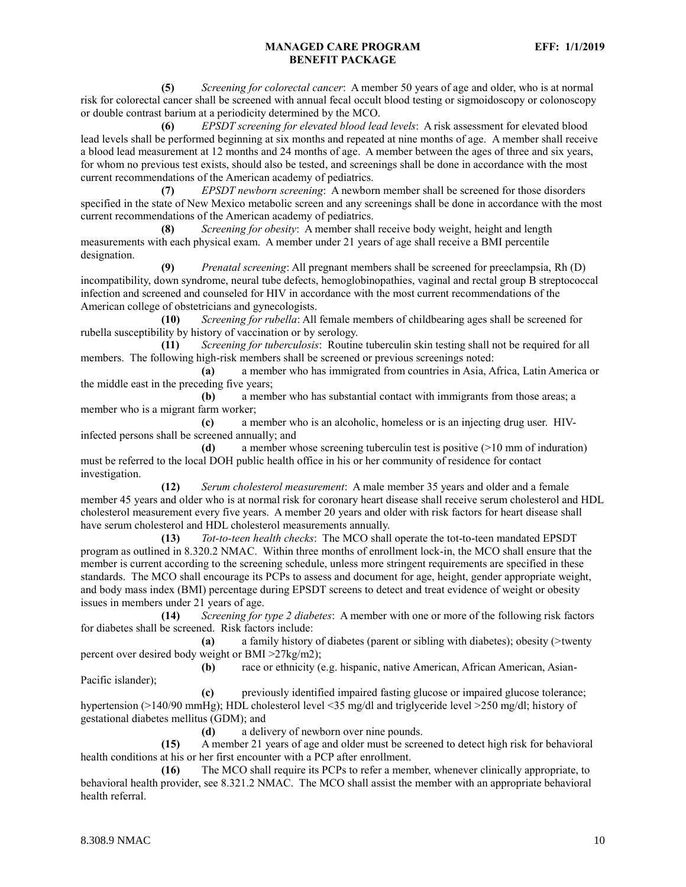**(5)** *Screening for colorectal cancer*: A member 50 years of age and older, who is at normal risk for colorectal cancer shall be screened with annual fecal occult blood testing or sigmoidoscopy or colonoscopy or double contrast barium at a periodicity determined by the MCO.

**(6)** *EPSDT screening for elevated blood lead levels*: A risk assessment for elevated blood lead levels shall be performed beginning at six months and repeated at nine months of age. A member shall receive a blood lead measurement at 12 months and 24 months of age. A member between the ages of three and six years, for whom no previous test exists, should also be tested, and screenings shall be done in accordance with the most current recommendations of the American academy of pediatrics.

**(7)** *EPSDT newborn screening*: A newborn member shall be screened for those disorders specified in the state of New Mexico metabolic screen and any screenings shall be done in accordance with the most current recommendations of the American academy of pediatrics.

**(8)** *Screening for obesity*: A member shall receive body weight, height and length measurements with each physical exam. A member under 21 years of age shall receive a BMI percentile designation.

**(9)** *Prenatal screening*: All pregnant members shall be screened for preeclampsia, Rh (D) incompatibility, down syndrome, neural tube defects, hemoglobinopathies, vaginal and rectal group B streptococcal infection and screened and counseled for HIV in accordance with the most current recommendations of the American college of obstetricians and gynecologists.

**(10)** *Screening for rubella*: All female members of childbearing ages shall be screened for rubella susceptibility by history of vaccination or by serology.

**(11)** *Screening for tuberculosis*: Routine tuberculin skin testing shall not be required for all members. The following high-risk members shall be screened or previous screenings noted:

**(a)** a member who has immigrated from countries in Asia, Africa, Latin America or the middle east in the preceding five years;

**(b)** a member who has substantial contact with immigrants from those areas; a member who is a migrant farm worker;

**(c)** a member who is an alcoholic, homeless or is an injecting drug user. HIV-infected persons shall be screened annually; and

**(d)** a member whose screening tuberculin test is positive (>10 mm of induration) must be referred to the local DOH public health office in his or her community of residence for contact investigation.

**(12)** *Serum cholesterol measurement*: A male member 35 years and older and a female member 45 years and older who is at normal risk for coronary heart disease shall receive serum cholesterol and HDL cholesterol measurement every five years. A member 20 years and older with risk factors for heart disease shall have serum cholesterol and HDL cholesterol measurements annually.

**(13)** *Tot-to-teen health checks*: The MCO shall operate the tot-to-teen mandated EPSDT program as outlined in 8.320.2 NMAC. Within three months of enrollment lock-in, the MCO shall ensure that the member is current according to the screening schedule, unless more stringent requirements are specified in these standards. The MCO shall encourage its PCPs to assess and document for age, height, gender appropriate weight, and body mass index (BMI) percentage during EPSDT screens to detect and treat evidence of weight or obesity issues in members under 21 years of age.

**(14)** *Screening for type 2 diabetes*: A member with one or more of the following risk factors for diabetes shall be screened. Risk factors include:

**(a)** a family history of diabetes (parent or sibling with diabetes); obesity (>twenty percent over desired body weight or BMI >27kg/m2);

**(b)** race or ethnicity (e.g. hispanic, native American, African American, Asian-Pacific islander);

**(c)** previously identified impaired fasting glucose or impaired glucose tolerance; hypertension (>140/90 mmHg); HDL cholesterol level <35 mg/dl and triglyceride level >250 mg/dl; history of gestational diabetes mellitus (GDM); and

**(d)** a delivery of newborn over nine pounds.

**(15)** A member 21 years of age and older must be screened to detect high risk for behavioral health conditions at his or her first encounter with a PCP after enrollment.

**(16)** The MCO shall require its PCPs to refer a member, whenever clinically appropriate, to behavioral health provider, see 8.321.2 NMAC. The MCO shall assist the member with an appropriate behavioral health referral.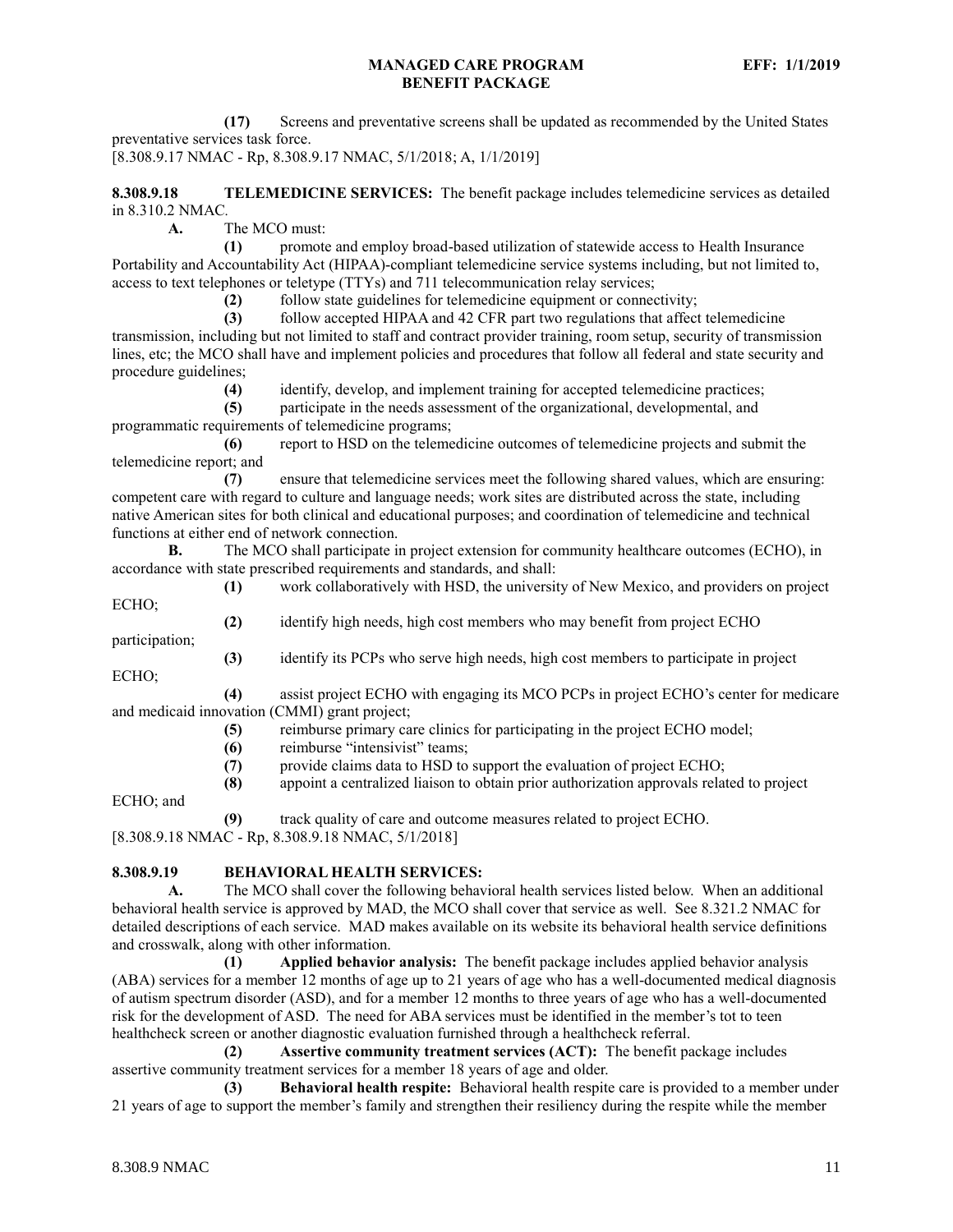**(17)** Screens and preventative screens shall be updated as recommended by the United States preventative services task force.

[8.308.9.17 NMAC - Rp, 8.308.9.17 NMAC, 5/1/2018; A, 1/1/2019]

**8.308.9.18 TELEMEDICINE SERVICES:** The benefit package includes telemedicine services as detailed in 8.310.2 NMAC.

**A.** The MCO must:

**(1)** promote and employ broad-based utilization of statewide access to Health Insurance Portability and Accountability Act (HIPAA)-compliant telemedicine service systems including, but not limited to, access to text telephones or teletype (TTYs) and 711 telecommunication relay services;

**(2)** follow state guidelines for telemedicine equipment or connectivity;

**(3)** follow accepted HIPAA and 42 CFR part two regulations that affect telemedicine transmission, including but not limited to staff and contract provider training, room setup, security of transmission lines, etc; the MCO shall have and implement policies and procedures that follow all federal and state security and procedure guidelines;

**(4)** identify, develop, and implement training for accepted telemedicine practices;

**(5)** participate in the needs assessment of the organizational, developmental, and programmatic requirements of telemedicine programs;

**(6)** report to HSD on the telemedicine outcomes of telemedicine projects and submit the telemedicine report; and

**(7)** ensure that telemedicine services meet the following shared values, which are ensuring: competent care with regard to culture and language needs; work sites are distributed across the state, including native American sites for both clinical and educational purposes; and coordination of telemedicine and technical functions at either end of network connection.

**B.** The MCO shall participate in project extension for community healthcare outcomes (ECHO), in accordance with state prescribed requirements and standards, and shall:

**(1)** work collaboratively with HSD, the university of New Mexico, and providers on project ECHO;

**(2)** identify high needs, high cost members who may benefit from project ECHO participation;

**(3)** identify its PCPs who serve high needs, high cost members to participate in project ECHO;

**(4)** assist project ECHO with engaging its MCO PCPs in project ECHO's center for medicare and medicaid innovation (CMMI) grant project;

**(5)** reimburse primary care clinics for participating in the project ECHO model;

**(6)** reimburse "intensivist" teams;

**(7)** provide claims data to HSD to support the evaluation of project ECHO;

**(8)** appoint a centralized liaison to obtain prior authorization approvals related to project ECHO; and

**(9)** track quality of care and outcome measures related to project ECHO.

[8.308.9.18 NMAC - Rp, 8.308.9.18 NMAC, 5/1/2018]

**8.308.9.19 BEHAVIORAL HEALTH SERVICES:**

**A.** The MCO shall cover the following behavioral health services listed below. When an additional behavioral health service is approved by MAD, the MCO shall cover that service as well. See 8.321.2 NMAC for detailed descriptions of each service. MAD makes available on its website its behavioral health service definitions and crosswalk, along with other information.

**(1) Applied behavior analysis:** The benefit package includes applied behavior analysis (ABA) services for a member 12 months of age up to 21 years of age who has a well-documented medical diagnosis of autism spectrum disorder (ASD), and for a member 12 months to three years of age who has a well-documented risk for the development of ASD. The need for ABA services must be identified in the member's tot to teen healthcheck screen or another diagnostic evaluation furnished through a healthcheck referral.

**(2) Assertive community treatment services (ACT):** The benefit package includes assertive community treatment services for a member 18 years of age and older.

**(3) Behavioral health respite:** Behavioral health respite care is provided to a member under 21 years of age to support the member's family and strengthen their resiliency during the respite while the member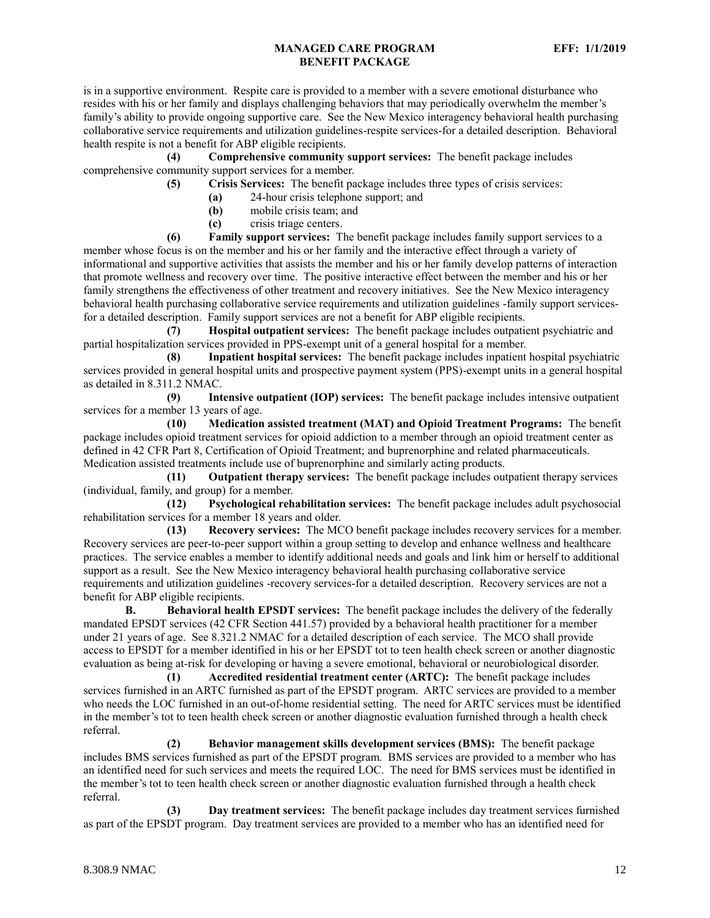is in a supportive environment. Respite care is provided to a member with a severe emotional disturbance who resides with his or her family and displays challenging behaviors that may periodically overwhelm the member's family's ability to provide ongoing supportive care. See the New Mexico interagency behavioral health purchasing collaborative service requirements and utilization guidelines-respite services-for a detailed description. Behavioral health respite is not a benefit for ABP eligible recipients.

**(4) Comprehensive community support services:** The benefit package includes comprehensive community support services for a member.

**(5) Crisis Services:** The benefit package includes three types of crisis services:

**(a)** 24-hour crisis telephone support; and

**(b)** mobile crisis team; and

**(c)** crisis triage centers.

**(6) Family support services:** The benefit package includes family support services to a member whose focus is on the member and his or her family and the interactive effect through a variety of informational and supportive activities that assists the member and his or her family develop patterns of interaction that promote wellness and recovery over time. The positive interactive effect between the member and his or her family strengthens the effectiveness of other treatment and recovery initiatives. See the New Mexico interagency behavioral health purchasing collaborative service requirements and utilization guidelines -family support services-for a detailed description. Family support services are not a benefit for ABP eligible recipients.

**(7) Hospital outpatient services:** The benefit package includes outpatient psychiatric and partial hospitalization services provided in PPS-exempt unit of a general hospital for a member.

**(8) Inpatient hospital services:** The benefit package includes inpatient hospital psychiatric services provided in general hospital units and prospective payment system (PPS)-exempt units in a general hospital as detailed in 8.311.2 NMAC.

**(9) Intensive outpatient (IOP) services:** The benefit package includes intensive outpatient services for a member 13 years of age.

**(10) Medication assisted treatment (MAT) and Opioid Treatment Programs:** The benefit package includes opioid treatment services for opioid addiction to a member through an opioid treatment center as defined in 42 CFR Part 8, Certification of Opioid Treatment; and buprenorphine and related pharmaceuticals. Medication assisted treatments include use of buprenorphine and similarly acting products.

**(11) Outpatient therapy services:** The benefit package includes outpatient therapy services (individual, family, and group) for a member.

**(12) Psychological rehabilitation services:** The benefit package includes adult psychosocial rehabilitation services for a member 18 years and older.

**(13) Recovery services:** The MCO benefit package includes recovery services for a member. Recovery services are peer-to-peer support within a group setting to develop and enhance wellness and healthcare practices. The service enables a member to identify additional needs and goals and link him or herself to additional support as a result. See the New Mexico interagency behavioral health purchasing collaborative service requirements and utilization guidelines -recovery services-for a detailed description. Recovery services are not a benefit for ABP eligible recipients.

**B. Behavioral health EPSDT services:** The benefit package includes the delivery of the federally mandated EPSDT services (42 CFR Section 441.57) provided by a behavioral health practitioner for a member under 21 years of age. See 8.321.2 NMAC for a detailed description of each service. The MCO shall provide access to EPSDT for a member identified in his or her EPSDT tot to teen health check screen or another diagnostic evaluation as being at-risk for developing or having a severe emotional, behavioral or neurobiological disorder.

**(1) Accredited residential treatment center (ARTC):** The benefit package includes services furnished in an ARTC furnished as part of the EPSDT program. ARTC services are provided to a member who needs the LOC furnished in an out-of-home residential setting. The need for ARTC services must be identified in the member's tot to teen health check screen or another diagnostic evaluation furnished through a health check referral.

**(2) Behavior management skills development services (BMS):** The benefit package includes BMS services furnished as part of the EPSDT program. BMS services are provided to a member who has an identified need for such services and meets the required LOC. The need for BMS services must be identified in the member's tot to teen health check screen or another diagnostic evaluation furnished through a health check referral.

**(3) Day treatment services:** The benefit package includes day treatment services furnished as part of the EPSDT program. Day treatment services are provided to a member who has an identified need for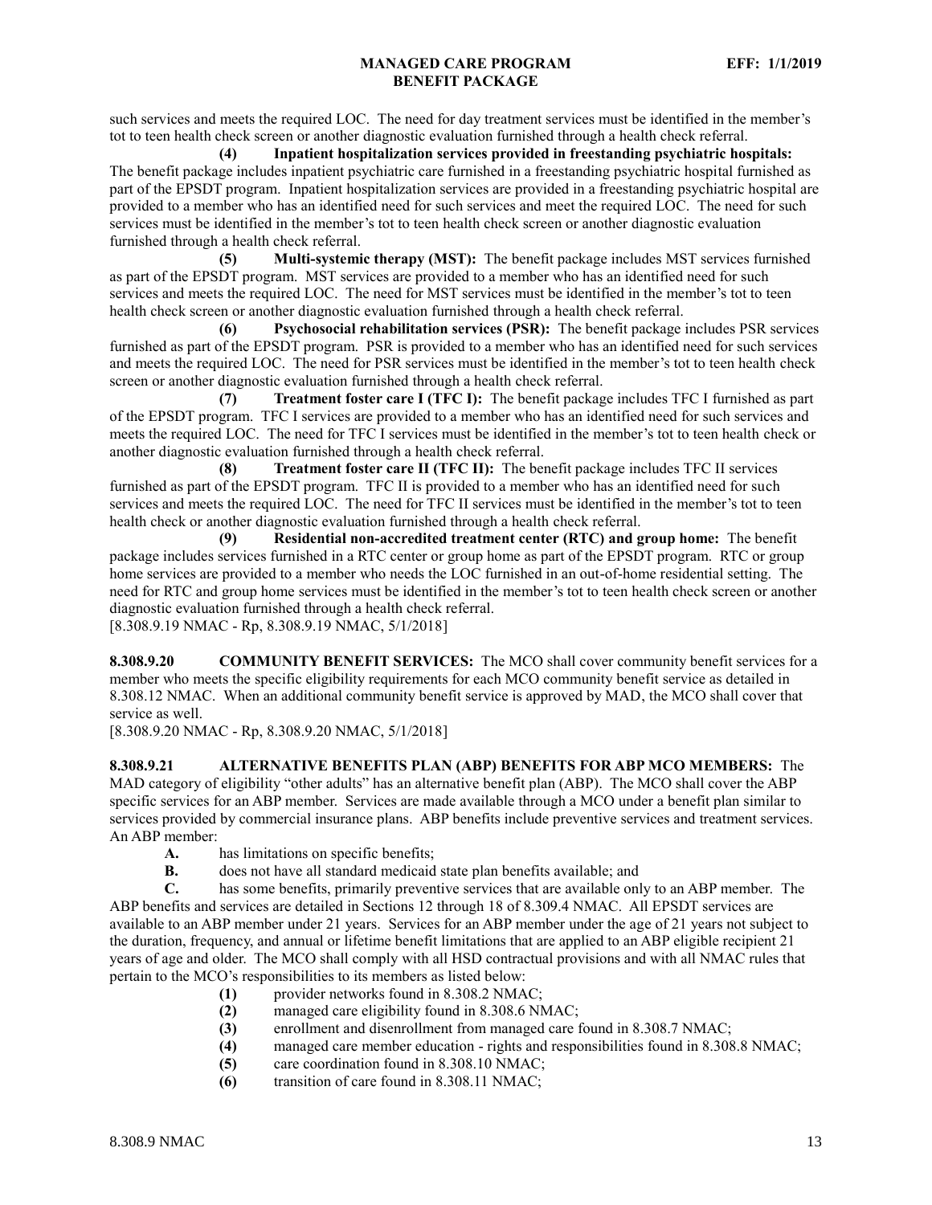such services and meets the required LOC. The need for day treatment services must be identified in the member's tot to teen health check screen or another diagnostic evaluation furnished through a health check referral.

**(4) Inpatient hospitalization services provided in freestanding psychiatric hospitals:** The benefit package includes inpatient psychiatric care furnished in a freestanding psychiatric hospital furnished as part of the EPSDT program. Inpatient hospitalization services are provided in a freestanding psychiatric hospital are provided to a member who has an identified need for such services and meet the required LOC. The need for such services must be identified in the member's tot to teen health check screen or another diagnostic evaluation furnished through a health check referral.

**(5) Multi-systemic therapy (MST):** The benefit package includes MST services furnished as part of the EPSDT program. MST services are provided to a member who has an identified need for such services and meets the required LOC. The need for MST services must be identified in the member's tot to teen health check screen or another diagnostic evaluation furnished through a health check referral.

**(6) Psychosocial rehabilitation services (PSR):** The benefit package includes PSR services furnished as part of the EPSDT program. PSR is provided to a member who has an identified need for such services and meets the required LOC. The need for PSR services must be identified in the member's tot to teen health check screen or another diagnostic evaluation furnished through a health check referral.

**(7) Treatment foster care I (TFC I):** The benefit package includes TFC I furnished as part of the EPSDT program. TFC I services are provided to a member who has an identified need for such services and meets the required LOC. The need for TFC I services must be identified in the member's tot to teen health check or another diagnostic evaluation furnished through a health check referral.

**(8) Treatment foster care II (TFC II):** The benefit package includes TFC II services furnished as part of the EPSDT program. TFC II is provided to a member who has an identified need for such services and meets the required LOC. The need for TFC II services must be identified in the member's tot to teen health check or another diagnostic evaluation furnished through a health check referral.

**(9) Residential non-accredited treatment center (RTC) and group home:** The benefit package includes services furnished in a RTC center or group home as part of the EPSDT program. RTC or group home services are provided to a member who needs the LOC furnished in an out-of-home residential setting. The need for RTC and group home services must be identified in the member's tot to teen health check screen or another diagnostic evaluation furnished through a health check referral.

[8.308.9.19 NMAC - Rp, 8.308.9.19 NMAC, 5/1/2018]

**8.308.9.20 COMMUNITY BENEFIT SERVICES:** The MCO shall cover community benefit services for a member who meets the specific eligibility requirements for each MCO community benefit service as detailed in 8.308.12 NMAC. When an additional community benefit service is approved by MAD, the MCO shall cover that service as well.

[8.308.9.20 NMAC - Rp, 8.308.9.20 NMAC, 5/1/2018]

**8.308.9.21 ALTERNATIVE BENEFITS PLAN (ABP) BENEFITS FOR ABP MCO MEMBERS:** The MAD category of eligibility "other adults" has an alternative benefit plan (ABP). The MCO shall cover the ABP specific services for an ABP member. Services are made available through a MCO under a benefit plan similar to services provided by commercial insurance plans. ABP benefits include preventive services and treatment services. An ABP member:

**A.** has limitations on specific benefits;

**B.** does not have all standard medicaid state plan benefits available; and

**C.** has some benefits, primarily preventive services that are available only to an ABP member. The ABP benefits and services are detailed in Sections 12 through 18 of 8.309.4 NMAC. All EPSDT services are available to an ABP member under 21 years. Services for an ABP member under the age of 21 years not subject to the duration, frequency, and annual or lifetime benefit limitations that are applied to an ABP eligible recipient 21 years of age and older. The MCO shall comply with all HSD contractual provisions and with all NMAC rules that pertain to the MCO's responsibilities to its members as listed below:

**(1)** provider networks found in 8.308.2 NMAC;

**(2)** managed care eligibility found in 8.308.6 NMAC;

**(3)** enrollment and disenrollment from managed care found in 8.308.7 NMAC;

**(4)** managed care member education - rights and responsibilities found in 8.308.8 NMAC;

**(5)** care coordination found in 8.308.10 NMAC;

**(6)** transition of care found in 8.308.11 NMAC;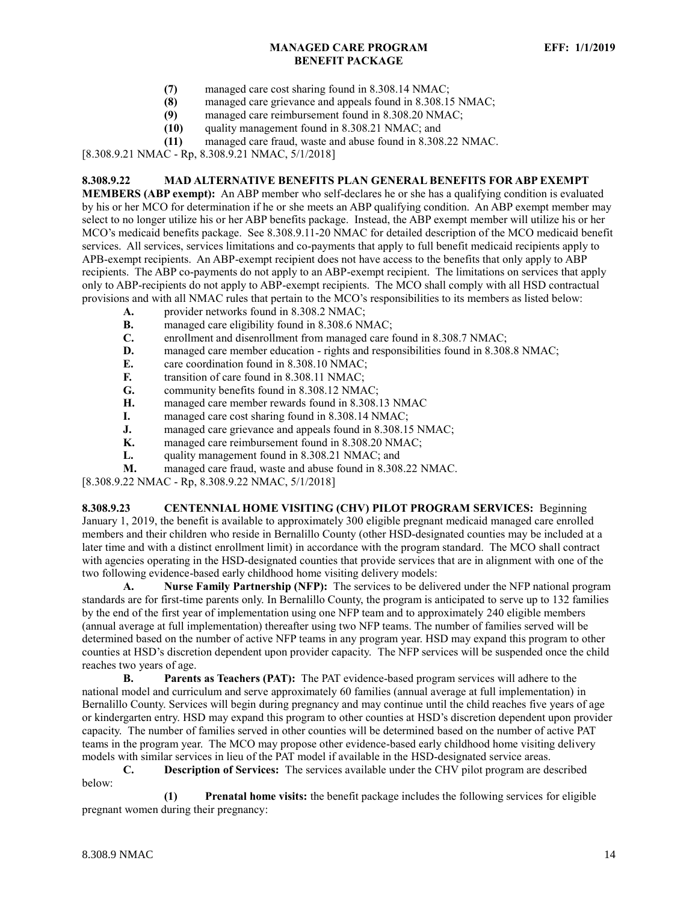**(7)** managed care cost sharing found in 8.308.14 NMAC;

**(8)** managed care grievance and appeals found in 8.308.15 NMAC;

**(9)** managed care reimbursement found in 8.308.20 NMAC;

**(10)** quality management found in 8.308.21 NMAC; and

**(11)** managed care fraud, waste and abuse found in 8.308.22 NMAC.

[8.308.9.21 NMAC - Rp, 8.308.9.21 NMAC, 5/1/2018]

**8.308.9.22 MAD ALTERNATIVE BENEFITS PLAN GENERAL BENEFITS FOR ABP EXEMPT MEMBERS (ABP exempt):** An ABP member who self-declares he or she has a qualifying condition is evaluated by his or her MCO for determination if he or she meets an ABP qualifying condition. An ABP exempt member may select to no longer utilize his or her ABP benefits package. Instead, the ABP exempt member will utilize his or her MCO's medicaid benefits package. See 8.308.9.11-20 NMAC for detailed description of the MCO medicaid benefit services. All services, services limitations and co-payments that apply to full benefit medicaid recipients apply to APB-exempt recipients. An ABP-exempt recipient does not have access to the benefits that only apply to ABP recipients. The ABP co-payments do not apply to an ABP-exempt recipient. The limitations on services that apply only to ABP-recipients do not apply to ABP-exempt recipients. The MCO shall comply with all HSD contractual provisions and with all NMAC rules that pertain to the MCO's responsibilities to its members as listed below:

**A.** provider networks found in 8.308.2 NMAC;

**B.** managed care eligibility found in 8.308.6 NMAC;

**C.** enrollment and disenrollment from managed care found in 8.308.7 NMAC;

**D.** managed care member education - rights and responsibilities found in 8.308.8 NMAC;

**E.** care coordination found in 8.308.10 NMAC;

**F.** transition of care found in 8.308.11 NMAC;

**G.** community benefits found in 8.308.12 NMAC;

**H.** managed care member rewards found in 8.308.13 NMAC

**I.** managed care cost sharing found in 8.308.14 NMAC;

**J.** managed care grievance and appeals found in 8.308.15 NMAC;

**K.** managed care reimbursement found in 8.308.20 NMAC;

**L.** quality management found in 8.308.21 NMAC; and

**M.** managed care fraud, waste and abuse found in 8.308.22 NMAC.

[8.308.9.22 NMAC - Rp, 8.308.9.22 NMAC, 5/1/2018]

**8.308.9.23 CENTENNIAL HOME VISITING (CHV) PILOT PROGRAM SERVICES:** Beginning January 1, 2019, the benefit is available to approximately 300 eligible pregnant medicaid managed care enrolled members and their children who reside in Bernalillo County (other HSD-designated counties may be included at a later time and with a distinct enrollment limit) in accordance with the program standard. The MCO shall contract with agencies operating in the HSD-designated counties that provide services that are in alignment with one of the two following evidence-based early childhood home visiting delivery models:

**A. Nurse Family Partnership (NFP):** The services to be delivered under the NFP national program standards are for first-time parents only. In Bernalillo County, the program is anticipated to serve up to 132 families by the end of the first year of implementation using one NFP team and to approximately 240 eligible members (annual average at full implementation) thereafter using two NFP teams. The number of families served will be determined based on the number of active NFP teams in any program year. HSD may expand this program to other counties at HSD's discretion dependent upon provider capacity. The NFP services will be suspended once the child reaches two years of age.

**B. Parents as Teachers (PAT):** The PAT evidence-based program services will adhere to the national model and curriculum and serve approximately 60 families (annual average at full implementation) in Bernalillo County. Services will begin during pregnancy and may continue until the child reaches five years of age or kindergarten entry. HSD may expand this program to other counties at HSD's discretion dependent upon provider capacity. The number of families served in other counties will be determined based on the number of active PAT teams in the program year. The MCO may propose other evidence-based early childhood home visiting delivery models with similar services in lieu of the PAT model if available in the HSD-designated service areas.

**C. Description of Services:** The services available under the CHV pilot program are described below:

**(1) Prenatal home visits:** the benefit package includes the following services for eligible pregnant women during their pregnancy: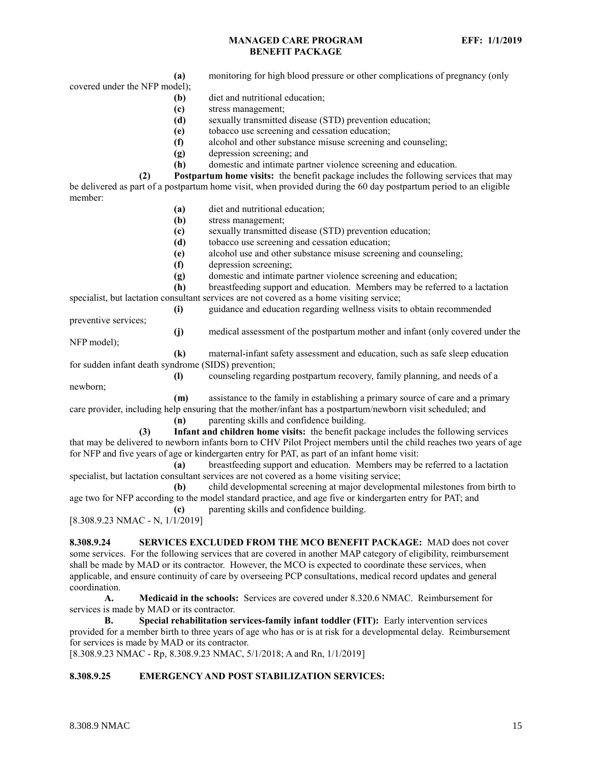**(a)** monitoring for high blood pressure or other complications of pregnancy (only covered under the NFP model);

**(b)** diet and nutritional education;

**(c)** stress management;

**(d)** sexually transmitted disease (STD) prevention education;

**(e)** tobacco use screening and cessation education;

**(f)** alcohol and other substance misuse screening and counseling;

**(g)** depression screening; and

**(h)** domestic and intimate partner violence screening and education.

**(2) Postpartum home visits:** the benefit package includes the following services that may be delivered as part of a postpartum home visit, when provided during the 60 day postpartum period to an eligible member:

**(a)** diet and nutritional education;

**(b)** stress management;

**(c)** sexually transmitted disease (STD) prevention education;

**(d)** tobacco use screening and cessation education;

**(e)** alcohol use and other substance misuse screening and counseling;

**(f)** depression screening;

**(g)** domestic and intimate partner violence screening and education;

**(h)** breastfeeding support and education. Members may be referred to a lactation specialist, but lactation consultant services are not covered as a home visiting service;

**(i)** guidance and education regarding wellness visits to obtain recommended preventive services;

**(j)** medical assessment of the postpartum mother and infant (only covered under the NFP model);

**(k)** maternal-infant safety assessment and education, such as safe sleep education for sudden infant death syndrome (SIDS) prevention;

**(l)** counseling regarding postpartum recovery, family planning, and needs of a newborn;

**(m)** assistance to the family in establishing a primary source of care and a primary care provider, including help ensuring that the mother/infant has a postpartum/newborn visit scheduled; and

**(n)** parenting skills and confidence building.

**(3) Infant and children home visits:** the benefit package includes the following services that may be delivered to newborn infants born to CHV Pilot Project members until the child reaches two years of age for NFP and five years of age or kindergarten entry for PAT, as part of an infant home visit:

**(a)** breastfeeding support and education. Members may be referred to a lactation specialist, but lactation consultant services are not covered as a home visiting service;

**(b)** child developmental screening at major developmental milestones from birth to age two for NFP according to the model standard practice, and age five or kindergarten entry for PAT; and

**(c)** parenting skills and confidence building.

[8.308.9.23 NMAC - N, 1/1/2019]

**8.308.9.24 SERVICES EXCLUDED FROM THE MCO BENEFIT PACKAGE:** MAD does not cover some services. For the following services that are covered in another MAP category of eligibility, reimbursement shall be made by MAD or its contractor. However, the MCO is expected to coordinate these services, when applicable, and ensure continuity of care by overseeing PCP consultations, medical record updates and general coordination.

**A. Medicaid in the schools:** Services are covered under 8.320.6 NMAC. Reimbursement for services is made by MAD or its contractor.

**B. Special rehabilitation services-family infant toddler (FIT):** Early intervention services provided for a member birth to three years of age who has or is at risk for a developmental delay. Reimbursement for services is made by MAD or its contractor.

[8.308.9.23 NMAC - Rp, 8.308.9.23 NMAC, 5/1/2018; A and Rn, 1/1/2019]

**8.308.9.25 EMERGENCY AND POST STABILIZATION SERVICES:**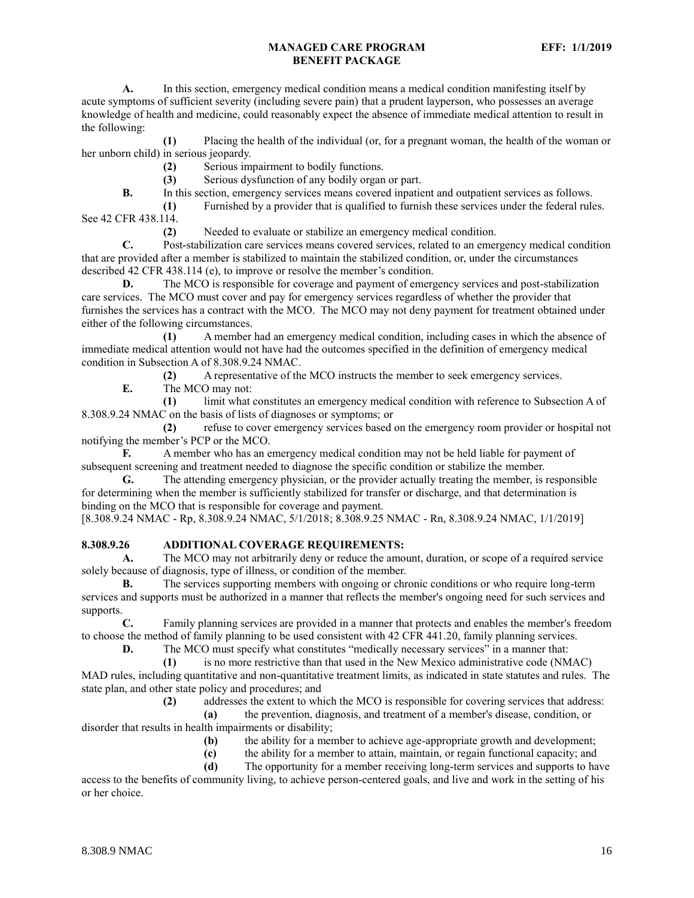**A.** In this section, emergency medical condition means a medical condition manifesting itself by acute symptoms of sufficient severity (including severe pain) that a prudent layperson, who possesses an average knowledge of health and medicine, could reasonably expect the absence of immediate medical attention to result in the following:

**(1)** Placing the health of the individual (or, for a pregnant woman, the health of the woman or her unborn child) in serious jeopardy.

**(2)** Serious impairment to bodily functions.

**(3)** Serious dysfunction of any bodily organ or part.

**B.** In this section, emergency services means covered inpatient and outpatient services as follows.

**(1)** Furnished by a provider that is qualified to furnish these services under the federal rules. See 42 CFR 438.114.

**(2)** Needed to evaluate or stabilize an emergency medical condition.

**C.** Post-stabilization care services means covered services, related to an emergency medical condition that are provided after a member is stabilized to maintain the stabilized condition, or, under the circumstances described 42 CFR 438.114 (e), to improve or resolve the member's condition.

**D.** The MCO is responsible for coverage and payment of emergency services and post-stabilization care services. The MCO must cover and pay for emergency services regardless of whether the provider that furnishes the services has a contract with the MCO. The MCO may not deny payment for treatment obtained under either of the following circumstances.

**(1)** A member had an emergency medical condition, including cases in which the absence of immediate medical attention would not have had the outcomes specified in the definition of emergency medical condition in Subsection A of 8.308.9.24 NMAC.

**(2)** A representative of the MCO instructs the member to seek emergency services.

**E.** The MCO may not:

**(1)** limit what constitutes an emergency medical condition with reference to Subsection A of 8.308.9.24 NMAC on the basis of lists of diagnoses or symptoms; or

**(2)** refuse to cover emergency services based on the emergency room provider or hospital not notifying the member's PCP or the MCO.

**F.** A member who has an emergency medical condition may not be held liable for payment of subsequent screening and treatment needed to diagnose the specific condition or stabilize the member.

**G.** The attending emergency physician, or the provider actually treating the member, is responsible for determining when the member is sufficiently stabilized for transfer or discharge, and that determination is binding on the MCO that is responsible for coverage and payment.

[8.308.9.24 NMAC - Rp, 8.308.9.24 NMAC, 5/1/2018; 8.308.9.25 NMAC - Rn, 8.308.9.24 NMAC, 1/1/2019]

**8.308.9.26 ADDITIONAL COVERAGE REQUIREMENTS:**

**A.** The MCO may not arbitrarily deny or reduce the amount, duration, or scope of a required service solely because of diagnosis, type of illness, or condition of the member.

**B.** The services supporting members with ongoing or chronic conditions or who require long-term services and supports must be authorized in a manner that reflects the member's ongoing need for such services and supports.

**C.** Family planning services are provided in a manner that protects and enables the member's freedom to choose the method of family planning to be used consistent with 42 CFR 441.20, family planning services.

**D.** The MCO must specify what constitutes "medically necessary services" in a manner that:

**(1)** is no more restrictive than that used in the New Mexico administrative code (NMAC) MAD rules, including quantitative and non-quantitative treatment limits, as indicated in state statutes and rules. The state plan, and other state policy and procedures; and

**(2)** addresses the extent to which the MCO is responsible for covering services that address:

**(a)** the prevention, diagnosis, and treatment of a member's disease, condition, or disorder that results in health impairments or disability;

**(b)** the ability for a member to achieve age-appropriate growth and development;

**(c)** the ability for a member to attain, maintain, or regain functional capacity; and

**(d)** The opportunity for a member receiving long-term services and supports to have access to the benefits of community living, to achieve person-centered goals, and live and work in the setting of his or her choice.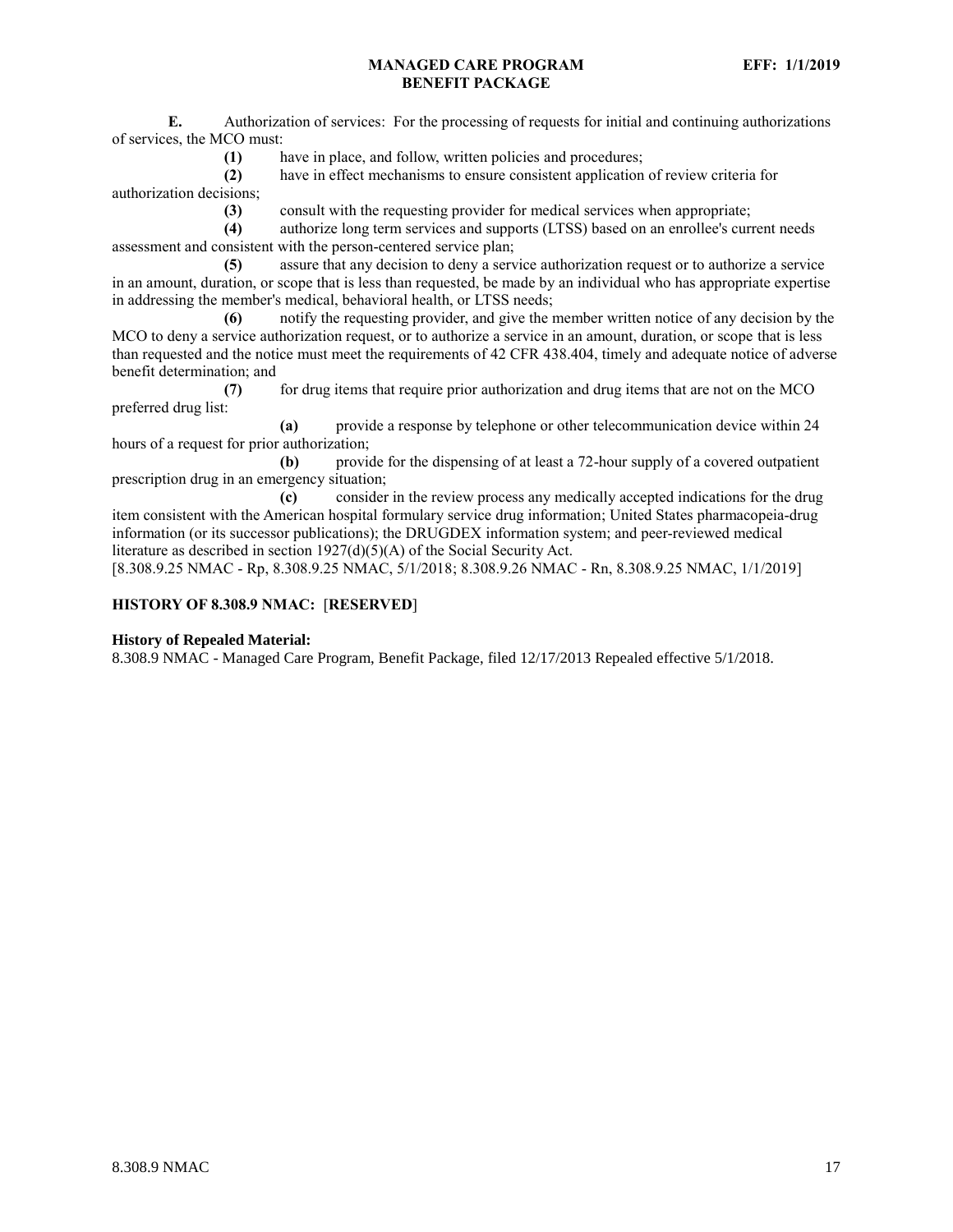**E.** Authorization of services: For the processing of requests for initial and continuing authorizations of services, the MCO must:

**(1)** have in place, and follow, written policies and procedures;

**(2)** have in effect mechanisms to ensure consistent application of review criteria for authorization decisions;

**(3)** consult with the requesting provider for medical services when appropriate;

**(4)** authorize long term services and supports (LTSS) based on an enrollee's current needs assessment and consistent with the person-centered service plan;

**(5)** assure that any decision to deny a service authorization request or to authorize a service in an amount, duration, or scope that is less than requested, be made by an individual who has appropriate expertise in addressing the member's medical, behavioral health, or LTSS needs;

**(6)** notify the requesting provider, and give the member written notice of any decision by the MCO to deny a service authorization request, or to authorize a service in an amount, duration, or scope that is less than requested and the notice must meet the requirements of 42 CFR 438.404, timely and adequate notice of adverse benefit determination; and

**(7)** for drug items that require prior authorization and drug items that are not on the MCO preferred drug list:

**(a)** provide a response by telephone or other telecommunication device within 24 hours of a request for prior authorization;

**(b)** provide for the dispensing of at least a 72-hour supply of a covered outpatient prescription drug in an emergency situation;

**(c)** consider in the review process any medically accepted indications for the drug item consistent with the American hospital formulary service drug information; United States pharmacopeia-drug information (or its successor publications); the DRUGDEX information system; and peer-reviewed medical literature as described in section 1927(d)(5)(A) of the Social Security Act.

[8.308.9.25 NMAC - Rp, 8.308.9.25 NMAC, 5/1/2018; 8.308.9.26 NMAC - Rn, 8.308.9.25 NMAC, 1/1/2019]

**HISTORY OF 8.308.9 NMAC:** [**RESERVED**]

**History of Repealed Material:**
8.308.9 NMAC - Managed Care Program, Benefit Package, filed 12/17/2013 Repealed effective 5/1/2018.